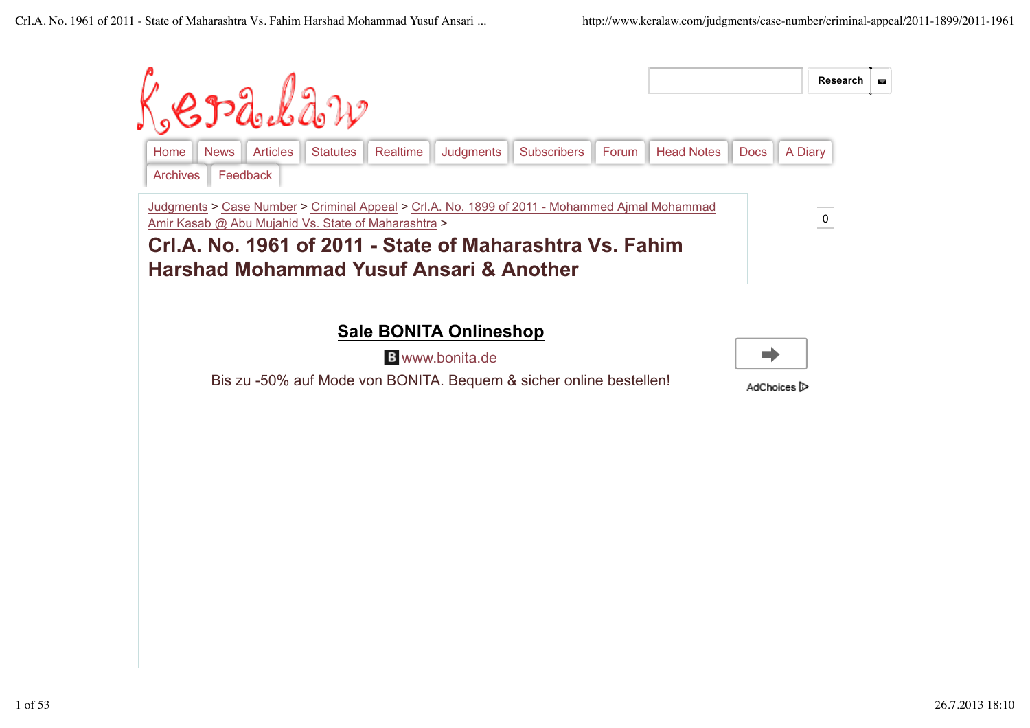Keralaw

Research

Home | News | Articles | Statutes | Realtime | Judgments | Subscribers | Forum | Head Notes | Docs | A Diary | Archives | Feedback

Judgments > Case Number > Criminal Appeal > Crl.A. No. 1899 of 2011 - Mohammed Ajmal Mohammad Amir Kasab @ Abu Mujahid Vs. State of Maharashtra >

# Crl.A. No. 1961 of 2011 - State of Maharashtra Vs. Fahim Harshad Mohammad Yusuf Ansari & Another

0

**Sale BONITA Onlineshop**

B www.bonita.de

Bis zu -50% auf Mode von BONITA. Bequem & sicher online bestellen!

AdChoices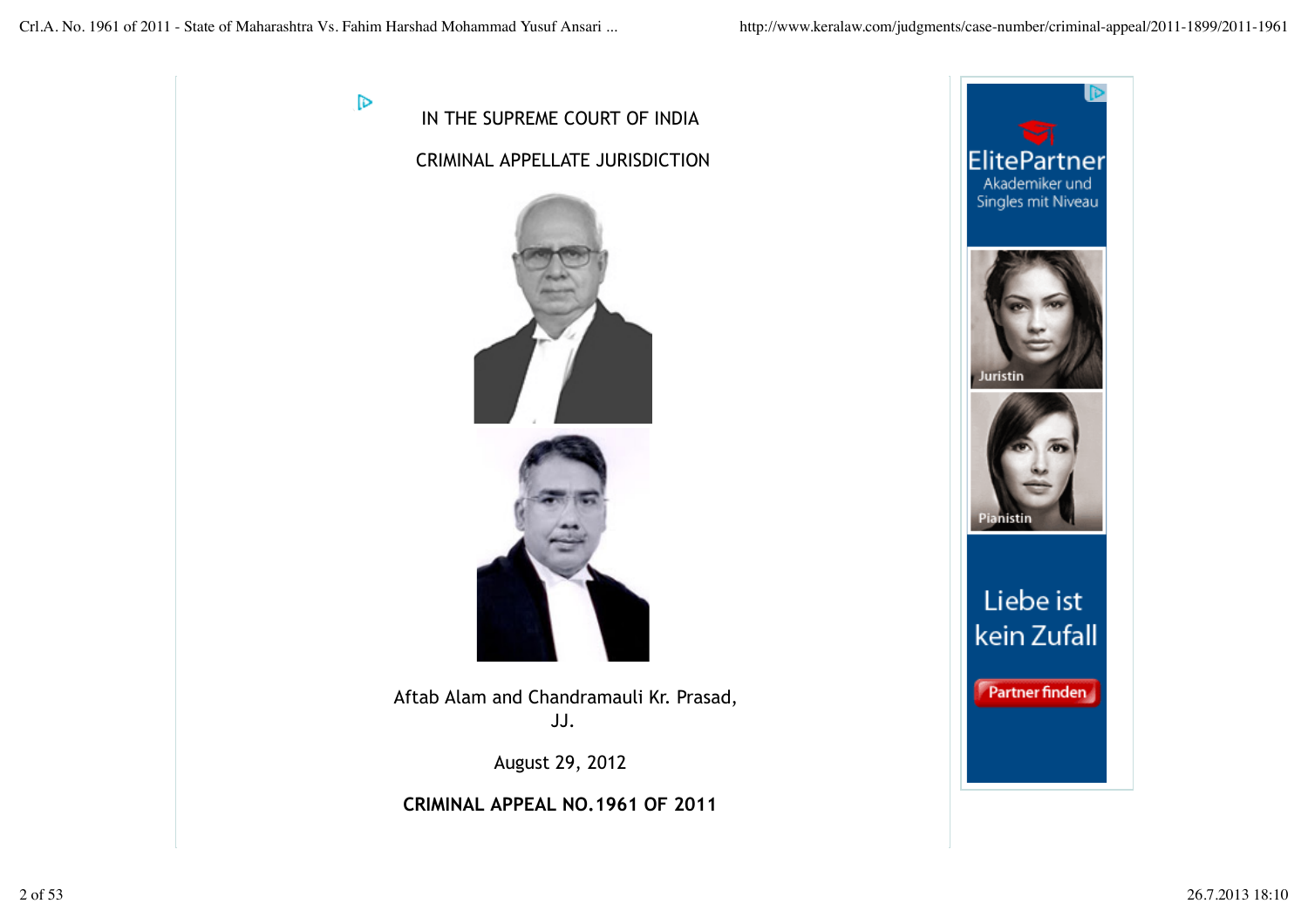IN THE SUPREME COURT OF INDIA

CRIMINAL APPELLATE JURISDICTION

Aftab Alam and Chandramauli Kr. Prasad, JJ.

August 29, 2012

**CRIMINAL APPEAL NO.1961 OF 2011**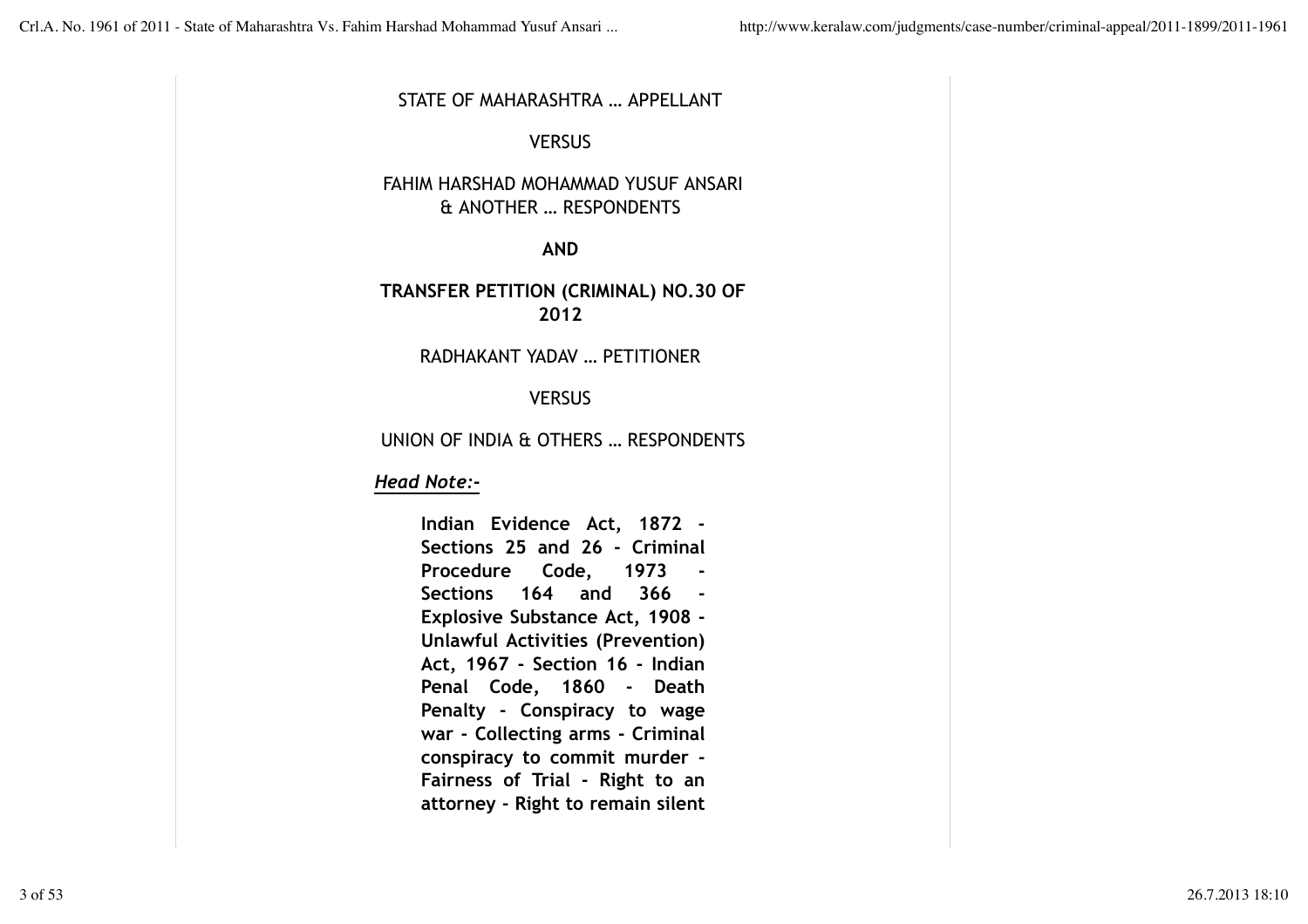STATE OF MAHARASHTRA … APPELLANT

VERSUS

FAHIM HARSHAD MOHAMMAD YUSUF ANSARI & ANOTHER … RESPONDENTS

**AND**

**TRANSFER PETITION (CRIMINAL) NO.30 OF 2012**

RADHAKANT YADAV … PETITIONER

VERSUS

UNION OF INDIA & OTHERS … RESPONDENTS

***Head Note:-***

**Indian Evidence Act, 1872 - Sections 25 and 26 - Criminal Procedure Code, 1973 - Sections 164 and 366 - Explosive Substance Act, 1908 - Unlawful Activities (Prevention) Act, 1967 - Section 16 - Indian Penal Code, 1860 - Death Penalty - Conspiracy to wage war - Collecting arms - Criminal conspiracy to commit murder - Fairness of Trial - Right to an attorney - Right to remain silent**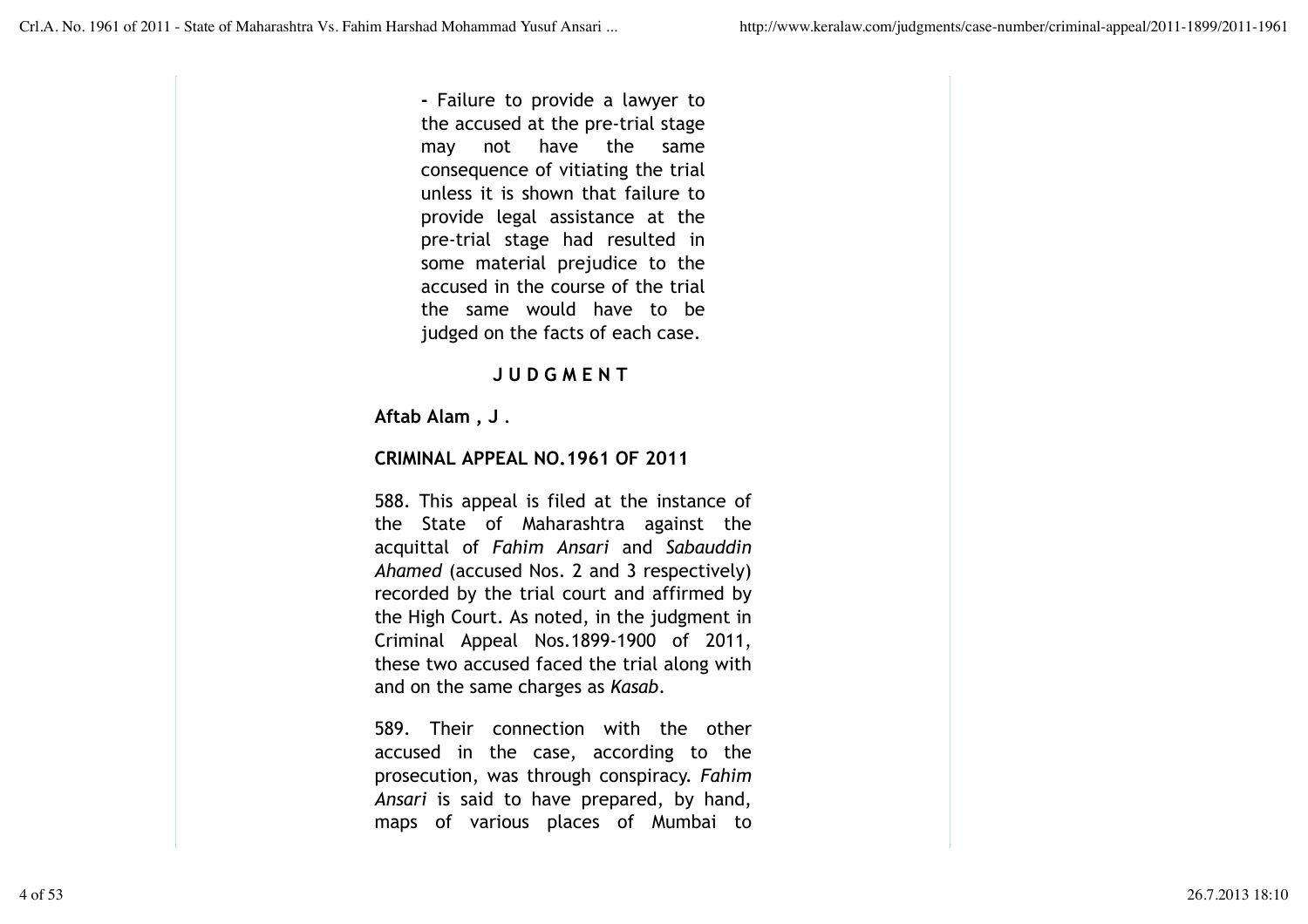- Failure to provide a lawyer to the accused at the pre-trial stage may not have the same consequence of vitiating the trial unless it is shown that failure to provide legal assistance at the pre-trial stage had resulted in some material prejudice to the accused in the course of the trial the same would have to be judged on the facts of each case.

**J U D G M E N T**

**Aftab Alam , J** .

**CRIMINAL APPEAL NO.1961 OF 2011**

588. This appeal is filed at the instance of the State of Maharashtra against the acquittal of *Fahim Ansari* and *Sabauddin Ahamed* (accused Nos. 2 and 3 respectively) recorded by the trial court and affirmed by the High Court. As noted, in the judgment in Criminal Appeal Nos.1899-1900 of 2011, these two accused faced the trial along with and on the same charges as *Kasab*.

589. Their connection with the other accused in the case, according to the prosecution, was through conspiracy. *Fahim Ansari* is said to have prepared, by hand, maps of various places of Mumbai to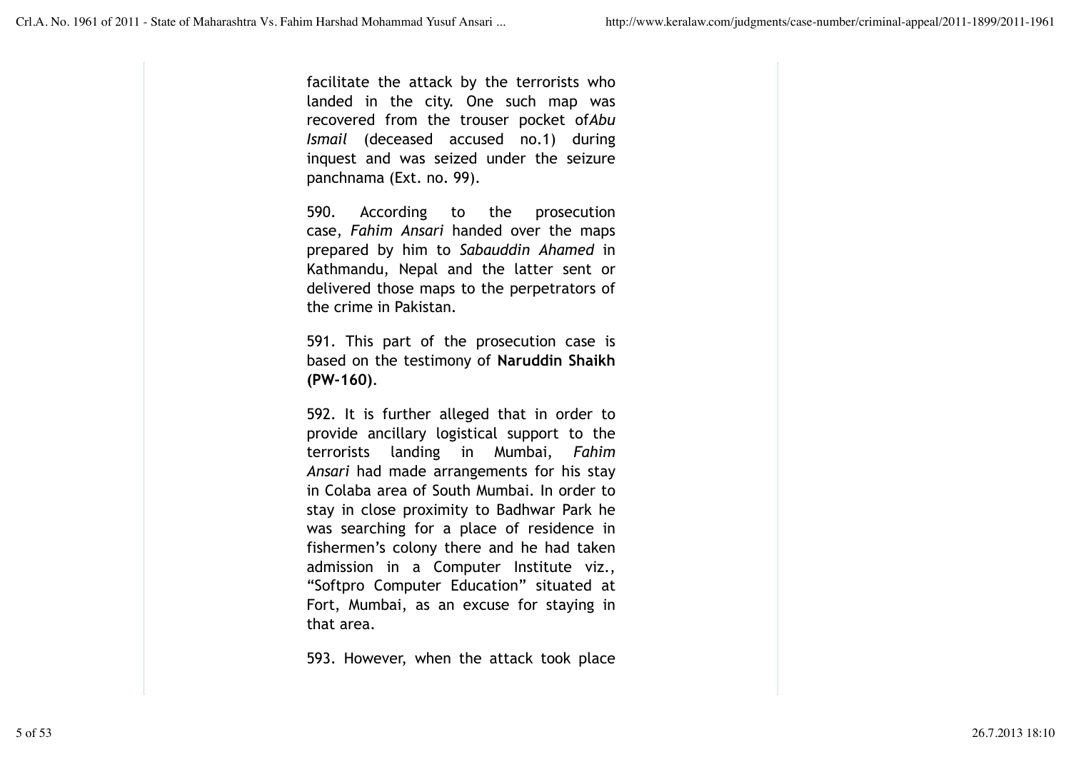facilitate the attack by the terrorists who landed in the city. One such map was recovered from the trouser pocket of*Abu Ismail* (deceased accused no.1) during inquest and was seized under the seizure panchnama (Ext. no. 99).

590. According to the prosecution case, *Fahim Ansari* handed over the maps prepared by him to *Sabauddin Ahamed* in Kathmandu, Nepal and the latter sent or delivered those maps to the perpetrators of the crime in Pakistan.

591. This part of the prosecution case is based on the testimony of **Naruddin Shaikh (PW-160)**.

592. It is further alleged that in order to provide ancillary logistical support to the terrorists landing in Mumbai, *Fahim Ansari* had made arrangements for his stay in Colaba area of South Mumbai. In order to stay in close proximity to Badhwar Park he was searching for a place of residence in fishermen's colony there and he had taken admission in a Computer Institute viz., "Softpro Computer Education" situated at Fort, Mumbai, as an excuse for staying in that area.

593. However, when the attack took place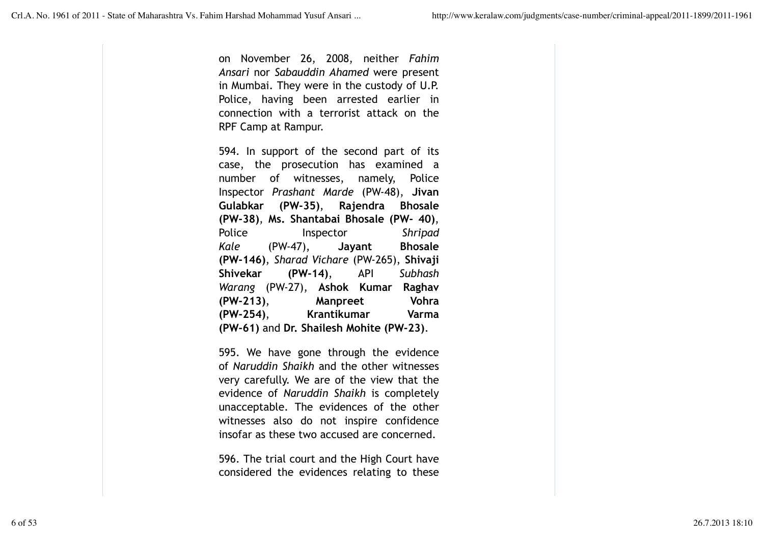on November 26, 2008, neither *Fahim Ansari* nor *Sabauddin Ahamed* were present in Mumbai. They were in the custody of U.P. Police, having been arrested earlier in connection with a terrorist attack on the RPF Camp at Rampur.

594. In support of the second part of its case, the prosecution has examined a number of witnesses, namely, Police Inspector *Prashant Marde* (PW-48), **Jivan Gulabkar (PW-35)**, **Rajendra Bhosale (PW-38)**, **Ms. Shantabai Bhosale (PW- 40)**, Police Inspector *Shripad Kale* (PW-47), **Jayant Bhosale (PW-146)**, *Sharad Vichare* (PW-265), **Shivaji Shivekar (PW-14)**, API *Subhash Warang* (PW-27), **Ashok Kumar Raghav (PW-213)**, **Manpreet Vohra (PW-254)**, **Krantikumar Varma (PW-61)** and **Dr. Shailesh Mohite (PW-23)**.

595. We have gone through the evidence of *Naruddin Shaikh* and the other witnesses very carefully. We are of the view that the evidence of *Naruddin Shaikh* is completely unacceptable. The evidences of the other witnesses also do not inspire confidence insofar as these two accused are concerned.

596. The trial court and the High Court have considered the evidences relating to these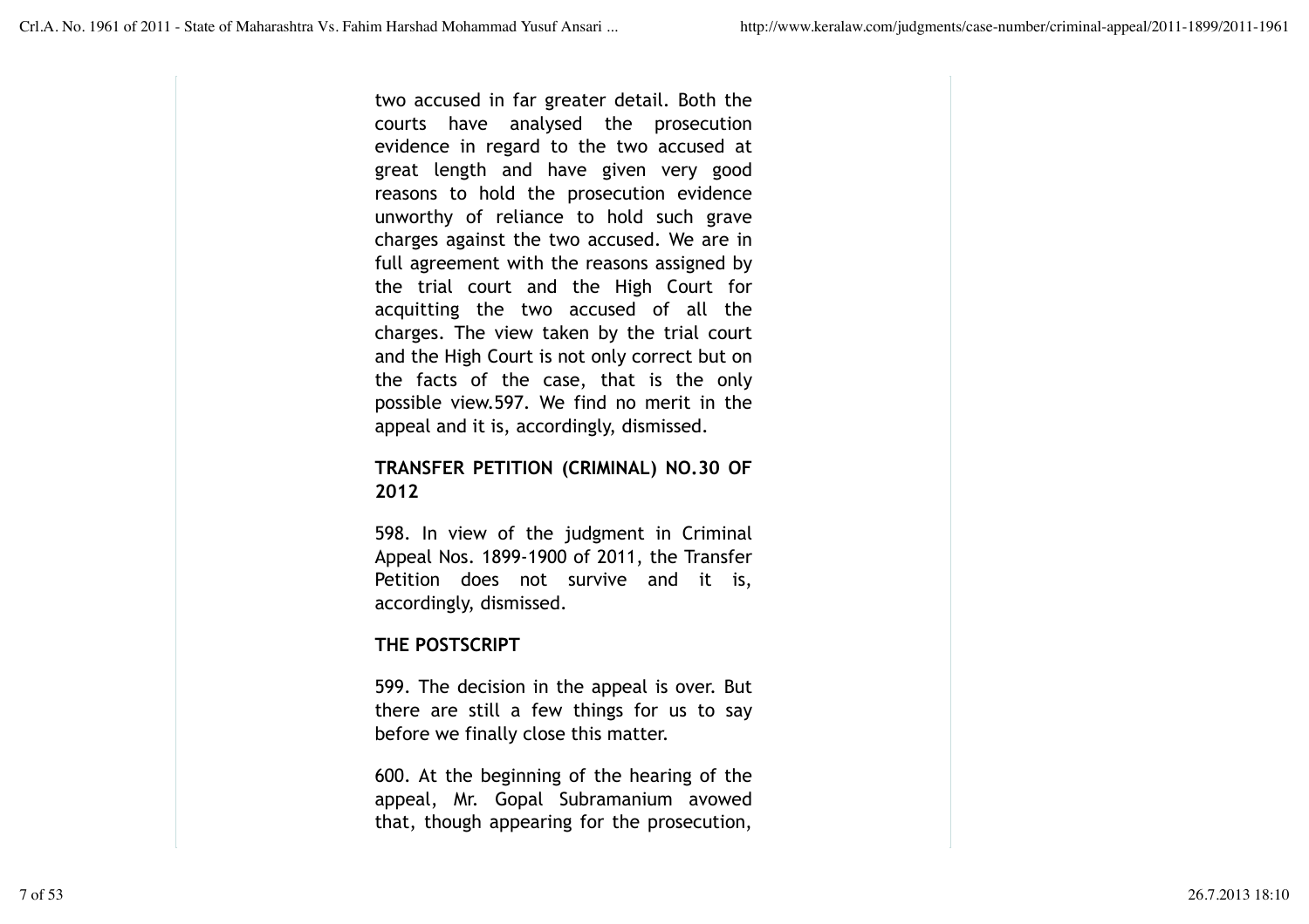two accused in far greater detail. Both the courts have analysed the prosecution evidence in regard to the two accused at great length and have given very good reasons to hold the prosecution evidence unworthy of reliance to hold such grave charges against the two accused. We are in full agreement with the reasons assigned by the trial court and the High Court for acquitting the two accused of all the charges. The view taken by the trial court and the High Court is not only correct but on the facts of the case, that is the only possible view.597. We find no merit in the appeal and it is, accordingly, dismissed.

**TRANSFER PETITION (CRIMINAL) NO.30 OF 2012**

598. In view of the judgment in Criminal Appeal Nos. 1899-1900 of 2011, the Transfer Petition does not survive and it is, accordingly, dismissed.

**THE POSTSCRIPT**

599. The decision in the appeal is over. But there are still a few things for us to say before we finally close this matter.

600. At the beginning of the hearing of the appeal, Mr. Gopal Subramanium avowed that, though appearing for the prosecution,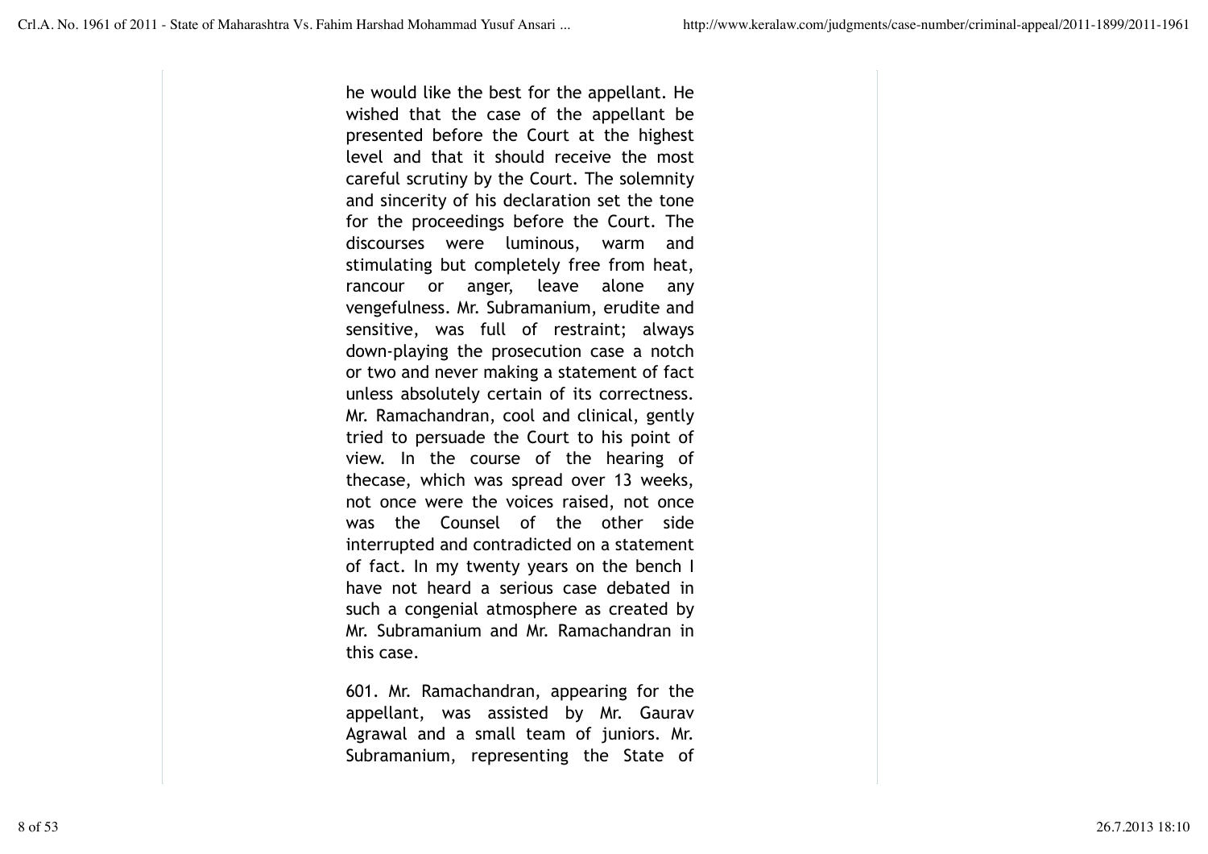he would like the best for the appellant. He wished that the case of the appellant be presented before the Court at the highest level and that it should receive the most careful scrutiny by the Court. The solemnity and sincerity of his declaration set the tone for the proceedings before the Court. The discourses were luminous, warm and stimulating but completely free from heat, rancour or anger, leave alone any vengefulness. Mr. Subramanium, erudite and sensitive, was full of restraint; always down-playing the prosecution case a notch or two and never making a statement of fact unless absolutely certain of its correctness. Mr. Ramachandran, cool and clinical, gently tried to persuade the Court to his point of view. In the course of the hearing of thecase, which was spread over 13 weeks, not once were the voices raised, not once was the Counsel of the other side interrupted and contradicted on a statement of fact. In my twenty years on the bench I have not heard a serious case debated in such a congenial atmosphere as created by Mr. Subramanium and Mr. Ramachandran in this case.

601. Mr. Ramachandran, appearing for the appellant, was assisted by Mr. Gaurav Agrawal and a small team of juniors. Mr. Subramanium, representing the State of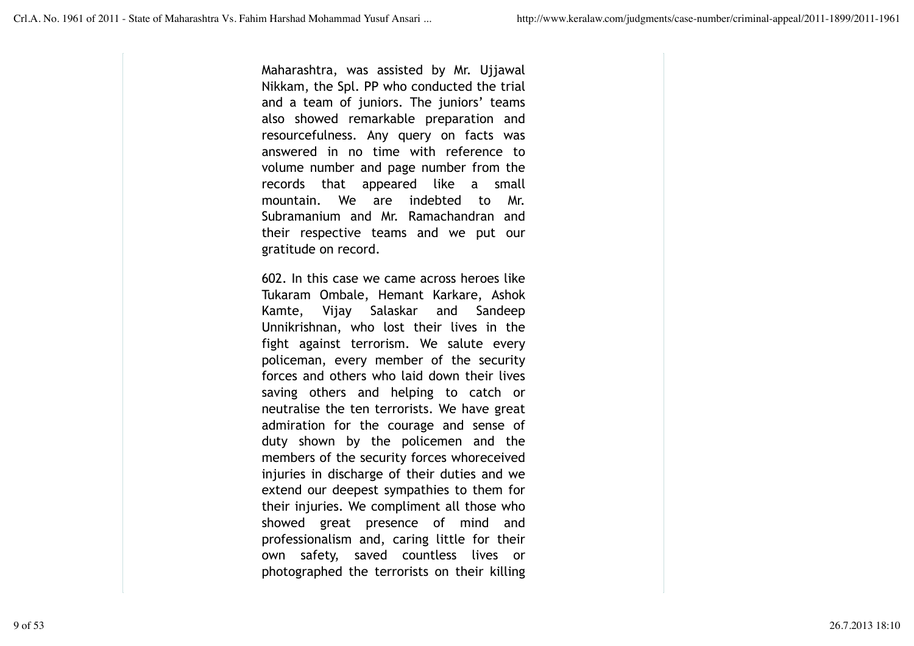Maharashtra, was assisted by Mr. Ujjawal Nikkam, the Spl. PP who conducted the trial and a team of juniors. The juniors' teams also showed remarkable preparation and resourcefulness. Any query on facts was answered in no time with reference to volume number and page number from the records that appeared like a small mountain. We are indebted to Mr. Subramanium and Mr. Ramachandran and their respective teams and we put our gratitude on record.

602. In this case we came across heroes like Tukaram Ombale, Hemant Karkare, Ashok Kamte, Vijay Salaskar and Sandeep Unnikrishnan, who lost their lives in the fight against terrorism. We salute every policeman, every member of the security forces and others who laid down their lives saving others and helping to catch or neutralise the ten terrorists. We have great admiration for the courage and sense of duty shown by the policemen and the members of the security forces whoreceived injuries in discharge of their duties and we extend our deepest sympathies to them for their injuries. We compliment all those who showed great presence of mind and professionalism and, caring little for their own safety, saved countless lives or photographed the terrorists on their killing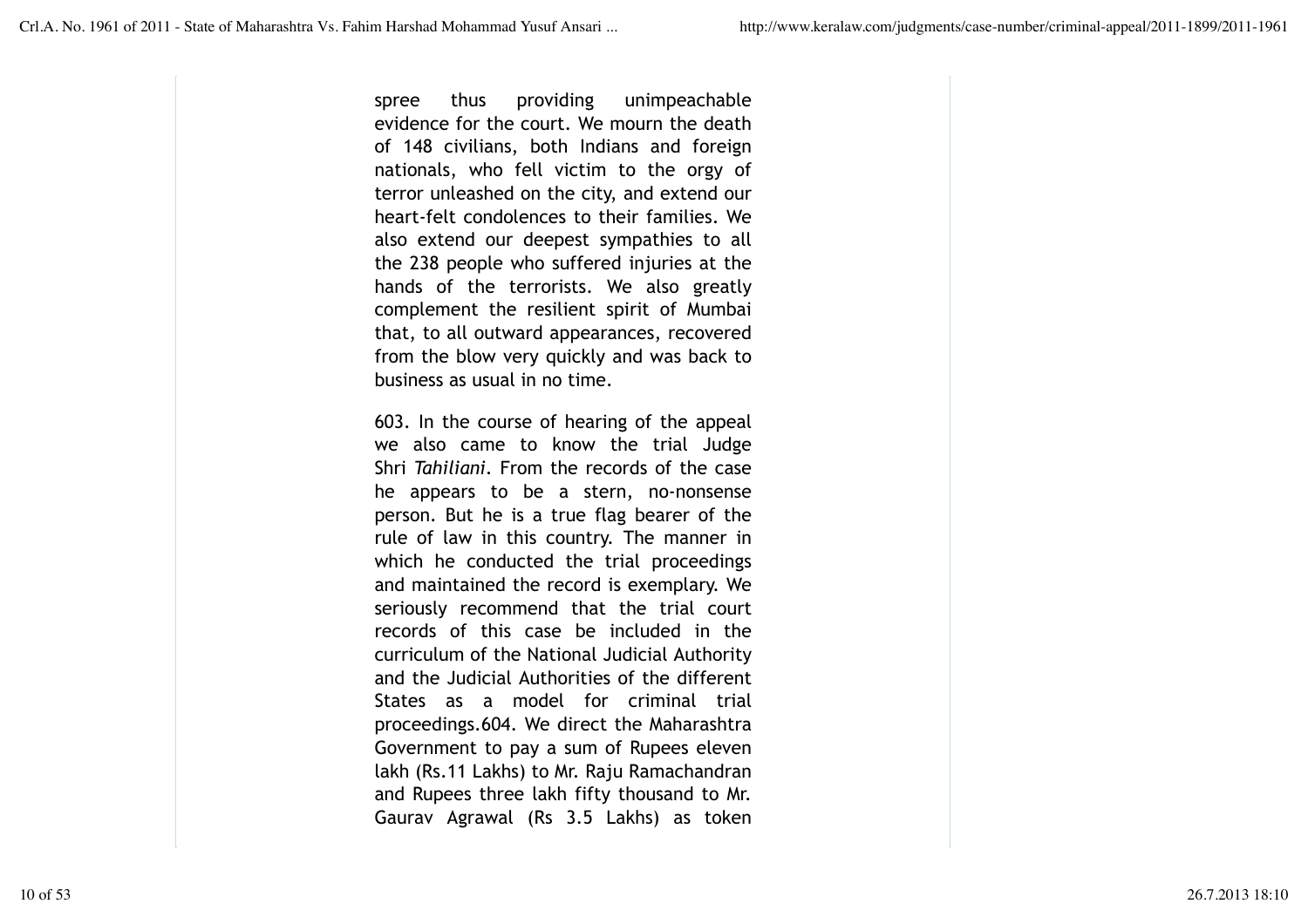spree thus providing unimpeachable evidence for the court. We mourn the death of 148 civilians, both Indians and foreign nationals, who fell victim to the orgy of terror unleashed on the city, and extend our heart-felt condolences to their families. We also extend our deepest sympathies to all the 238 people who suffered injuries at the hands of the terrorists. We also greatly complement the resilient spirit of Mumbai that, to all outward appearances, recovered from the blow very quickly and was back to business as usual in no time.

603. In the course of hearing of the appeal we also came to know the trial Judge Shri *Tahiliani*. From the records of the case he appears to be a stern, no-nonsense person. But he is a true flag bearer of the rule of law in this country. The manner in which he conducted the trial proceedings and maintained the record is exemplary. We seriously recommend that the trial court records of this case be included in the curriculum of the National Judicial Authority and the Judicial Authorities of the different States as a model for criminal trial proceedings.604. We direct the Maharashtra Government to pay a sum of Rupees eleven lakh (Rs.11 Lakhs) to Mr. Raju Ramachandran and Rupees three lakh fifty thousand to Mr. Gaurav Agrawal (Rs 3.5 Lakhs) as token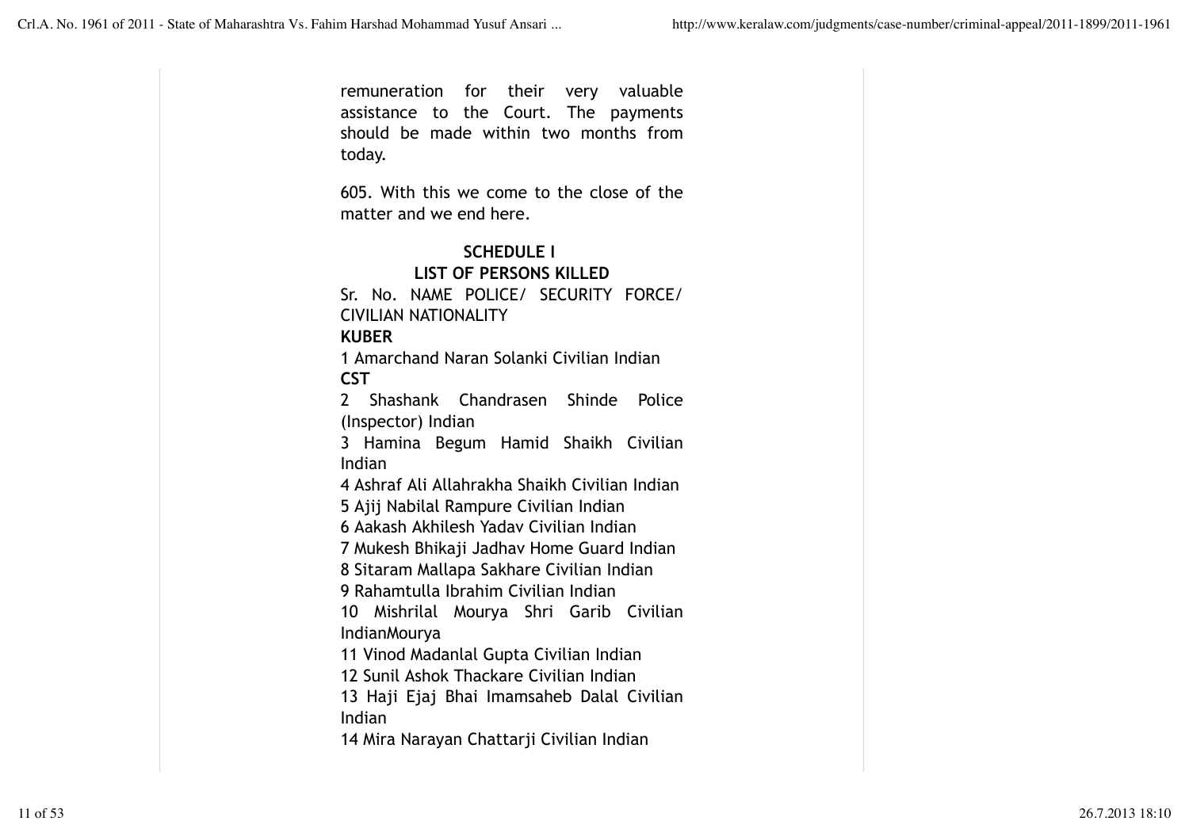remuneration for their very valuable assistance to the Court. The payments should be made within two months from today.

605. With this we come to the close of the matter and we end here.

**SCHEDULE I**

**LIST OF PERSONS KILLED**

Sr. No. NAME POLICE/ SECURITY FORCE/ CIVILIAN NATIONALITY

**KUBER**

1 Amarchand Naran Solanki Civilian Indian

**CST**

2 Shashank Chandrasen Shinde Police (Inspector) Indian

3 Hamina Begum Hamid Shaikh Civilian Indian

4 Ashraf Ali Allahrakha Shaikh Civilian Indian

5 Ajij Nabilal Rampure Civilian Indian

6 Aakash Akhilesh Yadav Civilian Indian

7 Mukesh Bhikaji Jadhav Home Guard Indian

8 Sitaram Mallapa Sakhare Civilian Indian

9 Rahamtulla Ibrahim Civilian Indian

10 Mishrilal Mourya Shri Garib Civilian IndianMourya

11 Vinod Madanlal Gupta Civilian Indian

12 Sunil Ashok Thackare Civilian Indian

13 Haji Ejaj Bhai Imamsaheb Dalal Civilian Indian

14 Mira Narayan Chattarji Civilian Indian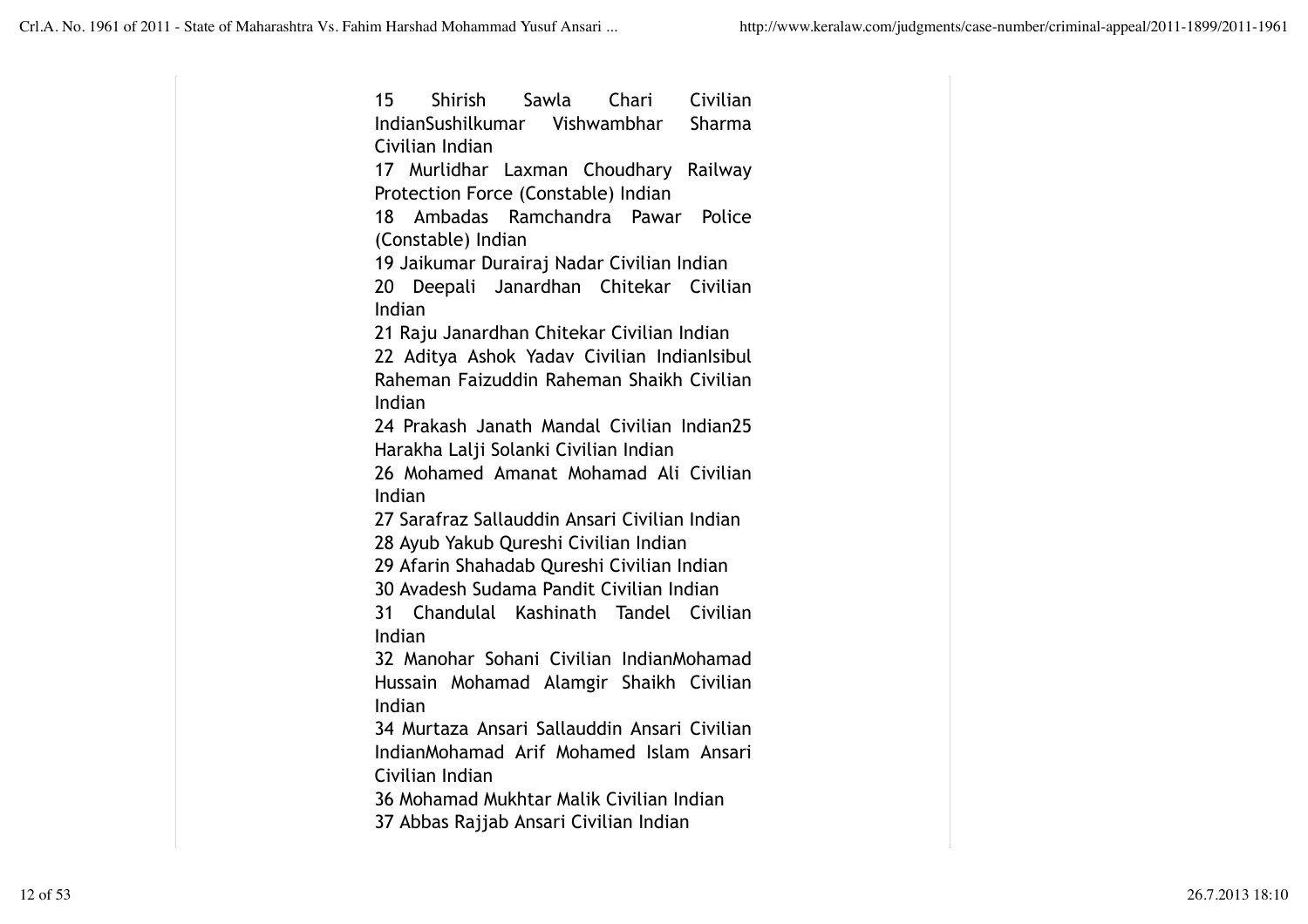15 Shirish Sawla Chari Civilian IndianSushilkumar Vishwambhar Sharma Civilian Indian

17 Murlidhar Laxman Choudhary Railway Protection Force (Constable) Indian

18 Ambadas Ramchandra Pawar Police (Constable) Indian

19 Jaikumar Durairaj Nadar Civilian Indian

20 Deepali Janardhan Chitekar Civilian Indian

21 Raju Janardhan Chitekar Civilian Indian

22 Aditya Ashok Yadav Civilian IndianIsibul Raheman Faizuddin Raheman Shaikh Civilian Indian

24 Prakash Janath Mandal Civilian Indian25 Harakha Lalji Solanki Civilian Indian

26 Mohamed Amanat Mohamad Ali Civilian Indian

27 Sarafraz Sallauddin Ansari Civilian Indian

28 Ayub Yakub Qureshi Civilian Indian

29 Afarin Shahadab Qureshi Civilian Indian

30 Avadesh Sudama Pandit Civilian Indian

31 Chandulal Kashinath Tandel Civilian Indian

32 Manohar Sohani Civilian IndianMohamad Hussain Mohamad Alamgir Shaikh Civilian Indian

34 Murtaza Ansari Sallauddin Ansari Civilian IndianMohamad Arif Mohamed Islam Ansari Civilian Indian

36 Mohamad Mukhtar Malik Civilian Indian

37 Abbas Rajjab Ansari Civilian Indian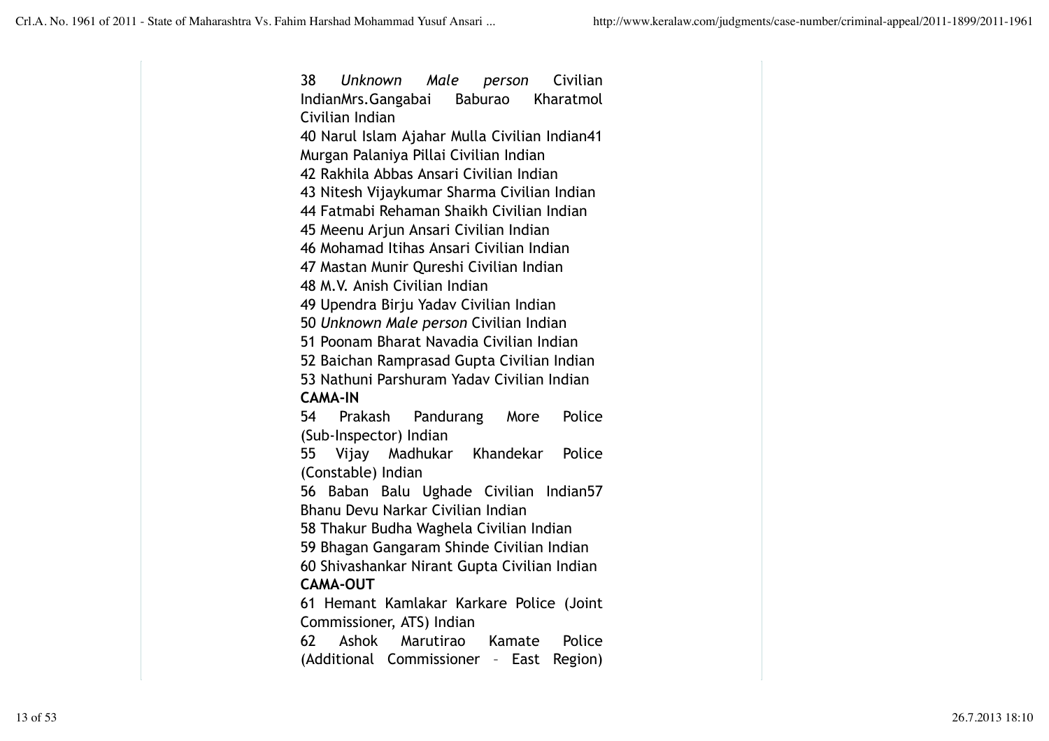38 *Unknown Male person* Civilian IndianMrs.Gangabai Baburao Kharatmol Civilian Indian

40 Narul Islam Ajahar Mulla Civilian Indian41 Murgan Palaniya Pillai Civilian Indian

42 Rakhila Abbas Ansari Civilian Indian

43 Nitesh Vijaykumar Sharma Civilian Indian

44 Fatmabi Rehaman Shaikh Civilian Indian

45 Meenu Arjun Ansari Civilian Indian

46 Mohamad Itihas Ansari Civilian Indian

47 Mastan Munir Qureshi Civilian Indian

48 M.V. Anish Civilian Indian

49 Upendra Birju Yadav Civilian Indian

50 *Unknown Male person* Civilian Indian

51 Poonam Bharat Navadia Civilian Indian

52 Baichan Ramprasad Gupta Civilian Indian

53 Nathuni Parshuram Yadav Civilian Indian

**CAMA-IN**

54 Prakash Pandurang More Police (Sub-Inspector) Indian

55 Vijay Madhukar Khandekar Police (Constable) Indian

56 Baban Balu Ughade Civilian Indian57 Bhanu Devu Narkar Civilian Indian

58 Thakur Budha Waghela Civilian Indian

59 Bhagan Gangaram Shinde Civilian Indian

60 Shivashankar Nirant Gupta Civilian Indian

**CAMA-OUT**

61 Hemant Kamlakar Karkare Police (Joint Commissioner, ATS) Indian

62 Ashok Marutirao Kamate Police (Additional Commissioner – East Region)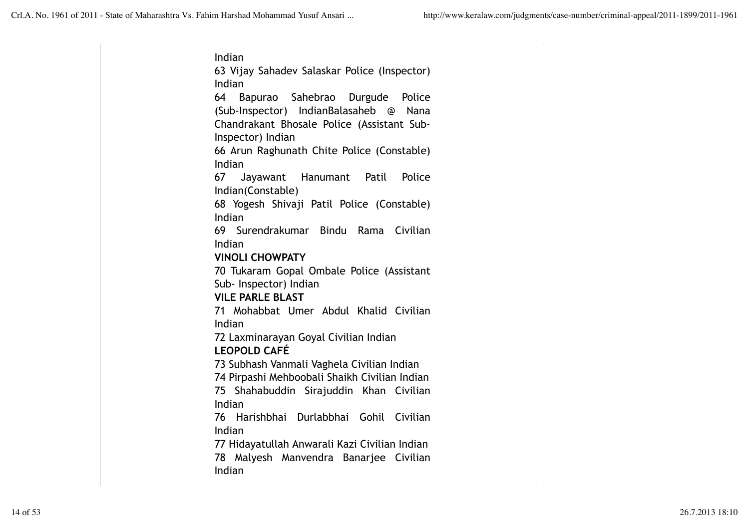Indian

63 Vijay Sahadev Salaskar Police (Inspector) Indian

64 Bapurao Sahebrao Durgude Police (Sub-Inspector) IndianBalasaheb @ Nana Chandrakant Bhosale Police (Assistant Sub-Inspector) Indian

66 Arun Raghunath Chite Police (Constable) Indian

67 Jayawant Hanumant Patil Police Indian(Constable)

68 Yogesh Shivaji Patil Police (Constable) Indian

69 Surendrakumar Bindu Rama Civilian Indian

**VINOLI CHOWPATY**

70 Tukaram Gopal Ombale Police (Assistant Sub- Inspector) Indian

**VILE PARLE BLAST**

71 Mohabbat Umer Abdul Khalid Civilian Indian

72 Laxminarayan Goyal Civilian Indian

**LEOPOLD CAFÉ**

73 Subhash Vanmali Vaghela Civilian Indian

74 Pirpashi Mehboobali Shaikh Civilian Indian

75 Shahabuddin Sirajuddin Khan Civilian Indian

76 Harishbhai Durlabbhai Gohil Civilian Indian

77 Hidayatullah Anwarali Kazi Civilian Indian

78 Malyesh Manvendra Banarjee Civilian Indian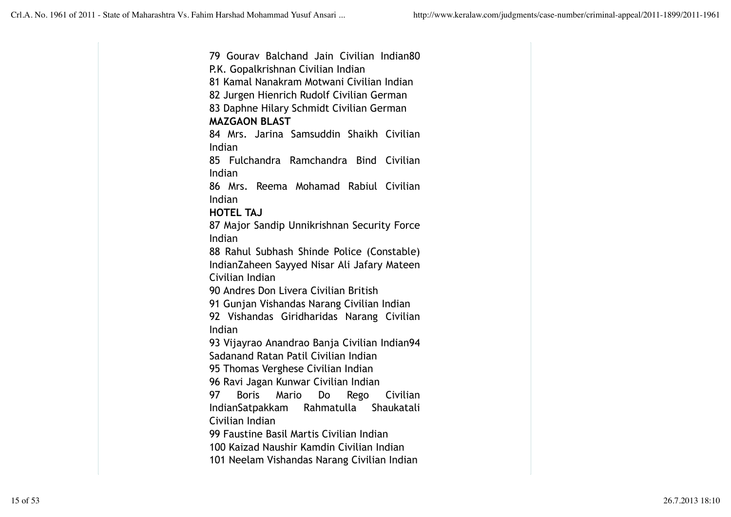79 Gourav Balchand Jain Civilian Indian80 P.K. Gopalkrishnan Civilian Indian

81 Kamal Nanakram Motwani Civilian Indian

82 Jurgen Hienrich Rudolf Civilian German

83 Daphne Hilary Schmidt Civilian German

**MAZGAON BLAST**

84 Mrs. Jarina Samsuddin Shaikh Civilian Indian

85 Fulchandra Ramchandra Bind Civilian Indian

86 Mrs. Reema Mohamad Rabiul Civilian Indian

**HOTEL TAJ**

87 Major Sandip Unnikrishnan Security Force Indian

88 Rahul Subhash Shinde Police (Constable) IndianZaheen Sayyed Nisar Ali Jafary Mateen Civilian Indian

90 Andres Don Livera Civilian British

91 Gunjan Vishandas Narang Civilian Indian

92 Vishandas Giridharidas Narang Civilian Indian

93 Vijayrao Anandrao Banja Civilian Indian94 Sadanand Ratan Patil Civilian Indian

95 Thomas Verghese Civilian Indian

96 Ravi Jagan Kunwar Civilian Indian

97 Boris Mario Do Rego Civilian IndianSatpakkam Rahmatulla Shaukatali Civilian Indian

99 Faustine Basil Martis Civilian Indian

100 Kaizad Naushir Kamdin Civilian Indian

101 Neelam Vishandas Narang Civilian Indian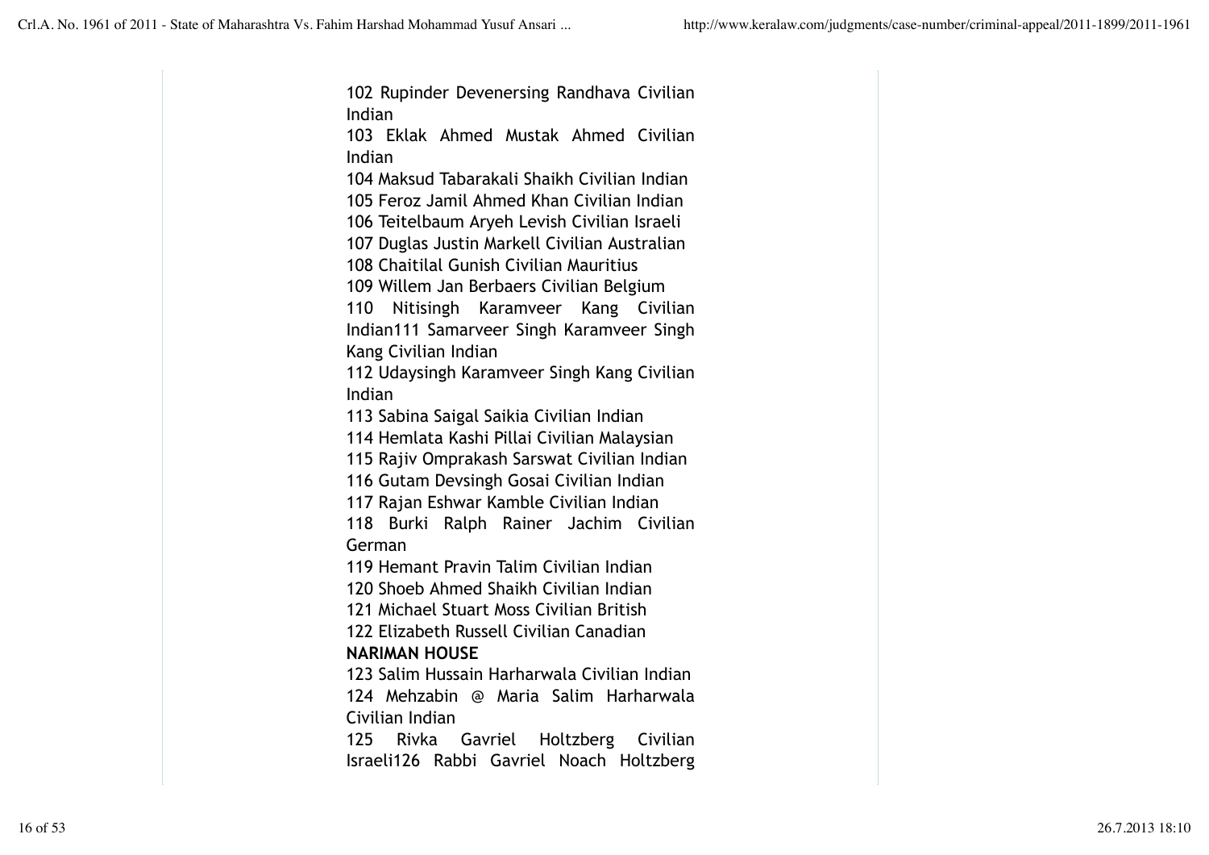102 Rupinder Devenersing Randhava Civilian Indian

103 Eklak Ahmed Mustak Ahmed Civilian Indian

104 Maksud Tabarakali Shaikh Civilian Indian

105 Feroz Jamil Ahmed Khan Civilian Indian

106 Teitelbaum Aryeh Levish Civilian Israeli

107 Duglas Justin Markell Civilian Australian

108 Chaitilal Gunish Civilian Mauritius

109 Willem Jan Berbaers Civilian Belgium

110 Nitisingh Karamveer Kang Civilian Indian111 Samarveer Singh Karamveer Singh Kang Civilian Indian

112 Udaysingh Karamveer Singh Kang Civilian Indian

113 Sabina Saigal Saikia Civilian Indian

114 Hemlata Kashi Pillai Civilian Malaysian

115 Rajiv Omprakash Sarswat Civilian Indian

116 Gutam Devsingh Gosai Civilian Indian

117 Rajan Eshwar Kamble Civilian Indian

118 Burki Ralph Rainer Jachim Civilian German

119 Hemant Pravin Talim Civilian Indian

120 Shoeb Ahmed Shaikh Civilian Indian

121 Michael Stuart Moss Civilian British

122 Elizabeth Russell Civilian Canadian

**NARIMAN HOUSE**

123 Salim Hussain Harharwala Civilian Indian

124 Mehzabin @ Maria Salim Harharwala Civilian Indian

125 Rivka Gavriel Holtzberg Civilian Israeli126 Rabbi Gavriel Noach Holtzberg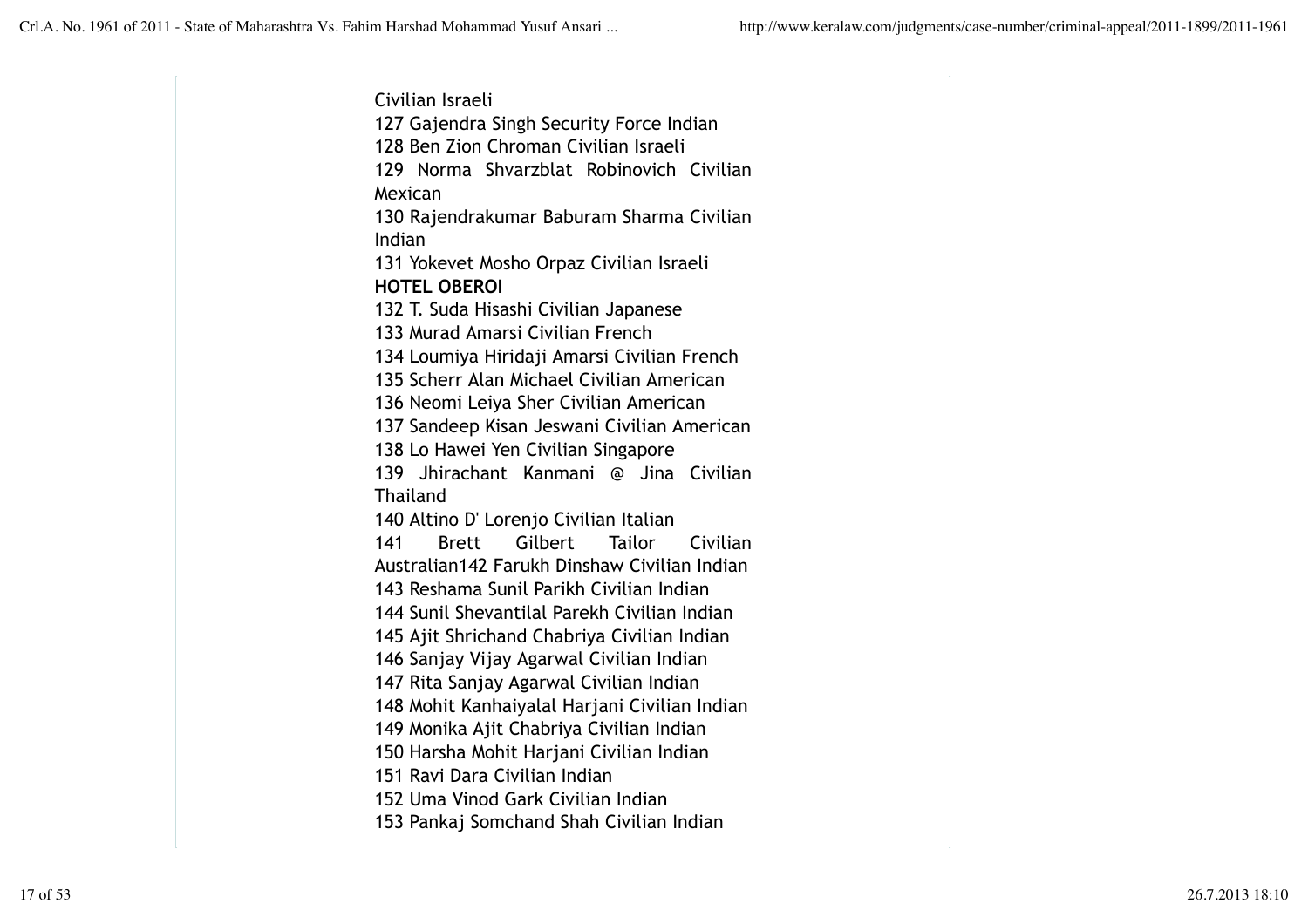Civilian Israeli

127 Gajendra Singh Security Force Indian

128 Ben Zion Chroman Civilian Israeli

129 Norma Shvarzblat Robinovich Civilian Mexican

130 Rajendrakumar Baburam Sharma Civilian Indian

131 Yokevet Mosho Orpaz Civilian Israeli

**HOTEL OBEROI**

132 T. Suda Hisashi Civilian Japanese

133 Murad Amarsi Civilian French

134 Loumiya Hiridaji Amarsi Civilian French

135 Scherr Alan Michael Civilian American

136 Neomi Leiya Sher Civilian American

137 Sandeep Kisan Jeswani Civilian American

138 Lo Hawei Yen Civilian Singapore

139 Jhirachant Kanmani @ Jina Civilian Thailand

140 Altino D' Lorenjo Civilian Italian

141 Brett Gilbert Tailor Civilian Australian142 Farukh Dinshaw Civilian Indian

143 Reshama Sunil Parikh Civilian Indian

144 Sunil Shevantilal Parekh Civilian Indian

145 Ajit Shrichand Chabriya Civilian Indian

146 Sanjay Vijay Agarwal Civilian Indian

147 Rita Sanjay Agarwal Civilian Indian

148 Mohit Kanhaiyalal Harjani Civilian Indian

149 Monika Ajit Chabriya Civilian Indian

150 Harsha Mohit Harjani Civilian Indian

151 Ravi Dara Civilian Indian

152 Uma Vinod Gark Civilian Indian

153 Pankaj Somchand Shah Civilian Indian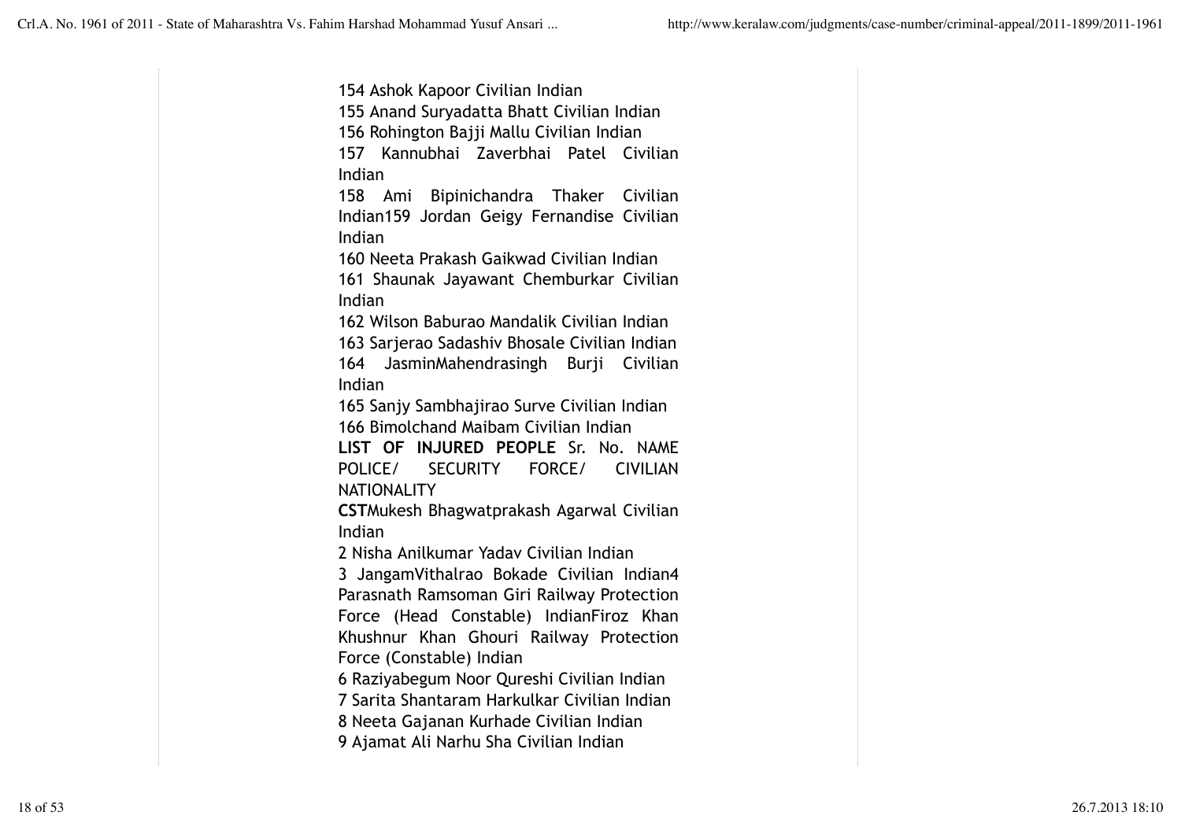154 Ashok Kapoor Civilian Indian
155 Anand Suryadatta Bhatt Civilian Indian
156 Rohington Bajji Mallu Civilian Indian
157 Kannubhai Zaverbhai Patel Civilian Indian
158 Ami Bipinichandra Thaker Civilian Indian159 Jordan Geigy Fernandise Civilian Indian
160 Neeta Prakash Gaikwad Civilian Indian
161 Shaunak Jayawant Chemburkar Civilian Indian
162 Wilson Baburao Mandalik Civilian Indian
163 Sarjerao Sadashiv Bhosale Civilian Indian
164 JasminMahendrasingh Burji Civilian Indian
165 Sanjy Sambhajirao Surve Civilian Indian
166 Bimolchand Maibam Civilian Indian

**LIST OF INJURED PEOPLE** Sr. No. NAME POLICE/ SECURITY FORCE/ CIVILIAN NATIONALITY

**CST**Mukesh Bhagwatprakash Agarwal Civilian Indian
2 Nisha Anilkumar Yadav Civilian Indian
3 JangamVithalrao Bokade Civilian Indian4 Parasnath Ramsoman Giri Railway Protection Force (Head Constable) IndianFiroz Khan Khushnur Khan Ghouri Railway Protection Force (Constable) Indian
6 Raziyabegum Noor Qureshi Civilian Indian
7 Sarita Shantaram Harkulkar Civilian Indian
8 Neeta Gajanan Kurhade Civilian Indian
9 Ajamat Ali Narhu Sha Civilian Indian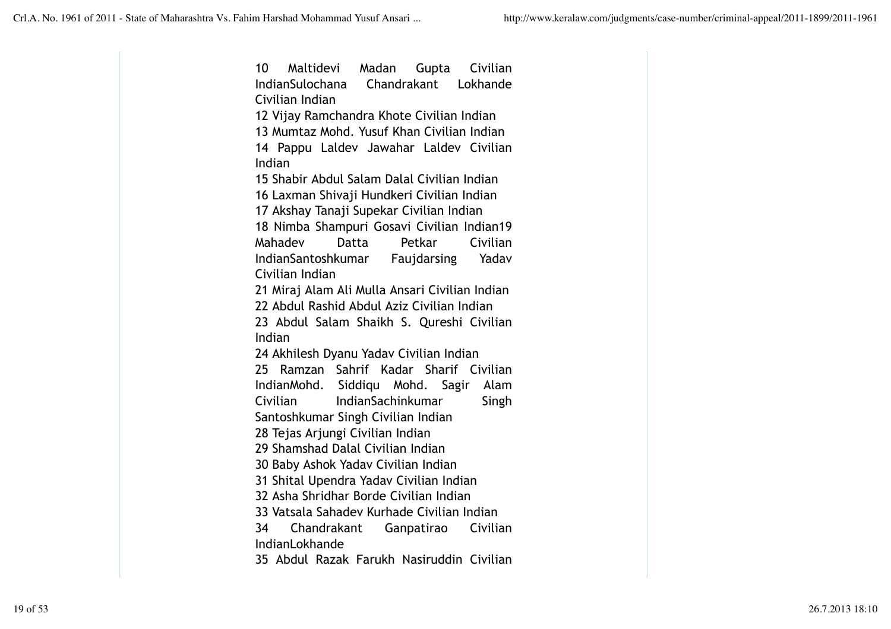10 Maltidevi Madan Gupta Civilian IndianSulochana Chandrakant Lokhande Civilian Indian

12 Vijay Ramchandra Khote Civilian Indian

13 Mumtaz Mohd. Yusuf Khan Civilian Indian

14 Pappu Laldev Jawahar Laldev Civilian Indian

15 Shabir Abdul Salam Dalal Civilian Indian

16 Laxman Shivaji Hundkeri Civilian Indian

17 Akshay Tanaji Supekar Civilian Indian

18 Nimba Shampuri Gosavi Civilian Indian19 Mahadev Datta Petkar Civilian IndianSantoshkumar Faujdarsing Yadav Civilian Indian

21 Miraj Alam Ali Mulla Ansari Civilian Indian

22 Abdul Rashid Abdul Aziz Civilian Indian

23 Abdul Salam Shaikh S. Qureshi Civilian Indian

24 Akhilesh Dyanu Yadav Civilian Indian

25 Ramzan Sahrif Kadar Sharif Civilian IndianMohd. Siddiqu Mohd. Sagir Alam Civilian IndianSachinkumar Singh Santoshkumar Singh Civilian Indian

28 Tejas Arjungi Civilian Indian

29 Shamshad Dalal Civilian Indian

30 Baby Ashok Yadav Civilian Indian

31 Shital Upendra Yadav Civilian Indian

32 Asha Shridhar Borde Civilian Indian

33 Vatsala Sahadev Kurhade Civilian Indian

34 Chandrakant Ganpatirao Civilian IndianLokhande

35 Abdul Razak Farukh Nasiruddin Civilian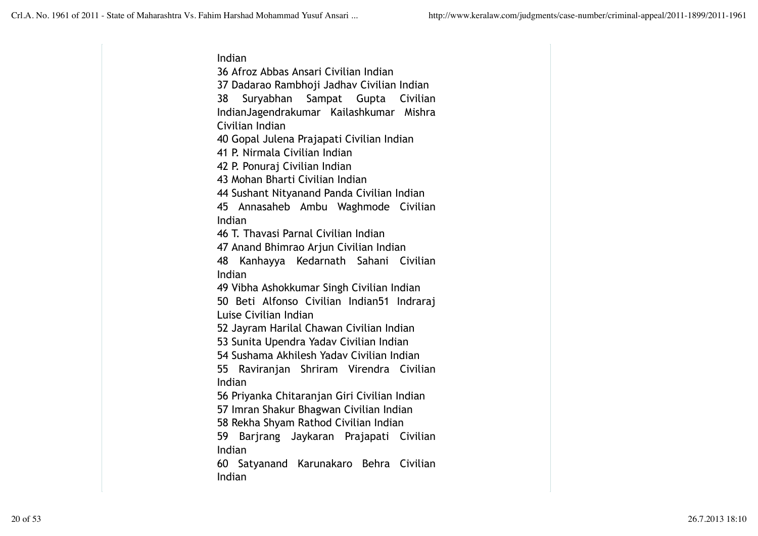Indian
36 Afroz Abbas Ansari Civilian Indian
37 Dadarao Rambhoji Jadhav Civilian Indian
38 Suryabhan Sampat Gupta Civilian IndianJagendrakumar Kailashkumar Mishra Civilian Indian
40 Gopal Julena Prajapati Civilian Indian
41 P. Nirmala Civilian Indian
42 P. Ponuraj Civilian Indian
43 Mohan Bharti Civilian Indian
44 Sushant Nityanand Panda Civilian Indian
45 Annasaheb Ambu Waghmode Civilian Indian
46 T. Thavasi Parnal Civilian Indian
47 Anand Bhimrao Arjun Civilian Indian
48 Kanhayya Kedarnath Sahani Civilian Indian
49 Vibha Ashokkumar Singh Civilian Indian
50 Beti Alfonso Civilian Indian51 Indraraj Luise Civilian Indian
52 Jayram Harilal Chawan Civilian Indian
53 Sunita Upendra Yadav Civilian Indian
54 Sushama Akhilesh Yadav Civilian Indian
55 Raviranjan Shriram Virendra Civilian Indian
56 Priyanka Chitaranjan Giri Civilian Indian
57 Imran Shakur Bhagwan Civilian Indian
58 Rekha Shyam Rathod Civilian Indian
59 Barjrang Jaykaran Prajapati Civilian Indian
60 Satyanand Karunakaro Behra Civilian Indian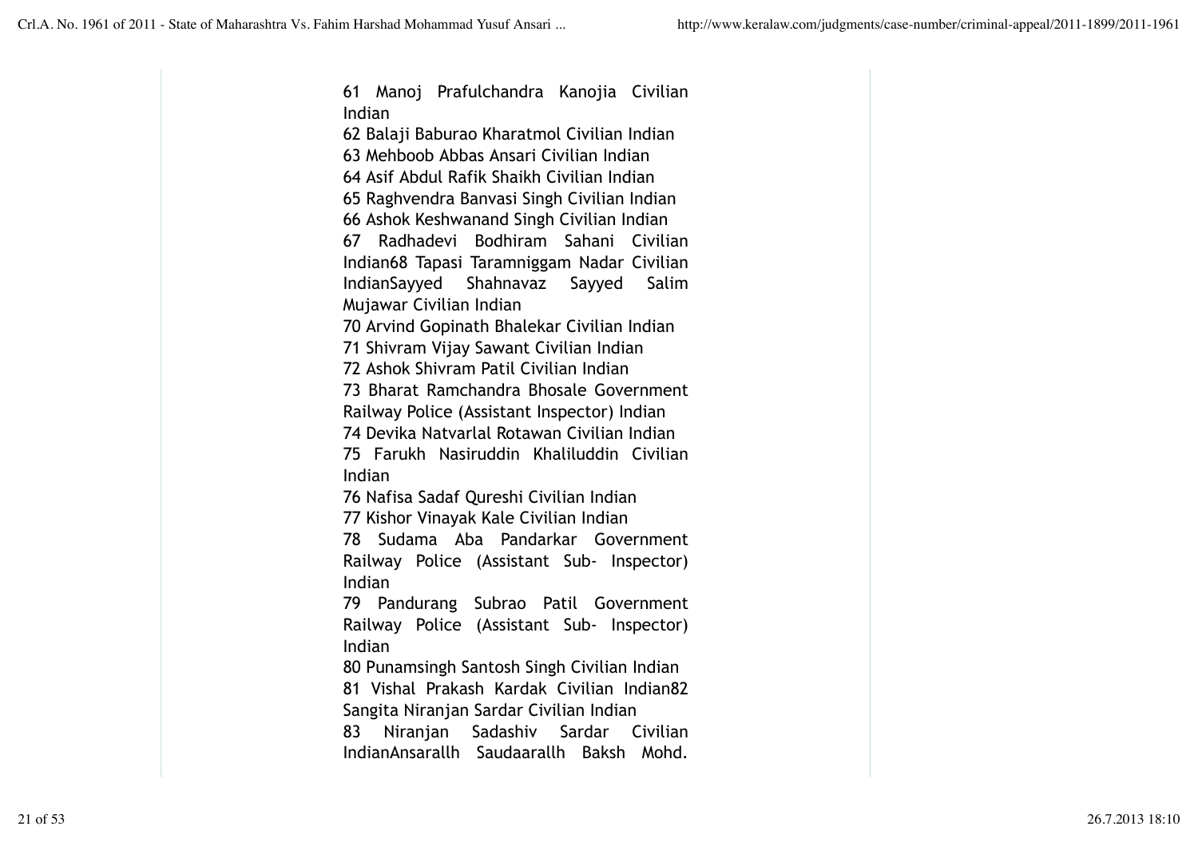61 Manoj Prafulchandra Kanojia Civilian Indian

62 Balaji Baburao Kharatmol Civilian Indian

63 Mehboob Abbas Ansari Civilian Indian

64 Asif Abdul Rafik Shaikh Civilian Indian

65 Raghvendra Banvasi Singh Civilian Indian

66 Ashok Keshwanand Singh Civilian Indian

67 Radhadevi Bodhiram Sahani Civilian Indian68 Tapasi Taramniggam Nadar Civilian IndianSayyed Shahnavaz Sayyed Salim Mujawar Civilian Indian

70 Arvind Gopinath Bhalekar Civilian Indian

71 Shivram Vijay Sawant Civilian Indian

72 Ashok Shivram Patil Civilian Indian

73 Bharat Ramchandra Bhosale Government Railway Police (Assistant Inspector) Indian

74 Devika Natvarlal Rotawan Civilian Indian

75 Farukh Nasiruddin Khaliluddin Civilian Indian

76 Nafisa Sadaf Qureshi Civilian Indian

77 Kishor Vinayak Kale Civilian Indian

78 Sudama Aba Pandarkar Government Railway Police (Assistant Sub- Inspector) Indian

79 Pandurang Subrao Patil Government Railway Police (Assistant Sub- Inspector) Indian

80 Punamsingh Santosh Singh Civilian Indian

81 Vishal Prakash Kardak Civilian Indian82 Sangita Niranjan Sardar Civilian Indian

83 Niranjan Sadashiv Sardar Civilian IndianAnsarallh Saudaarallh Baksh Mohd.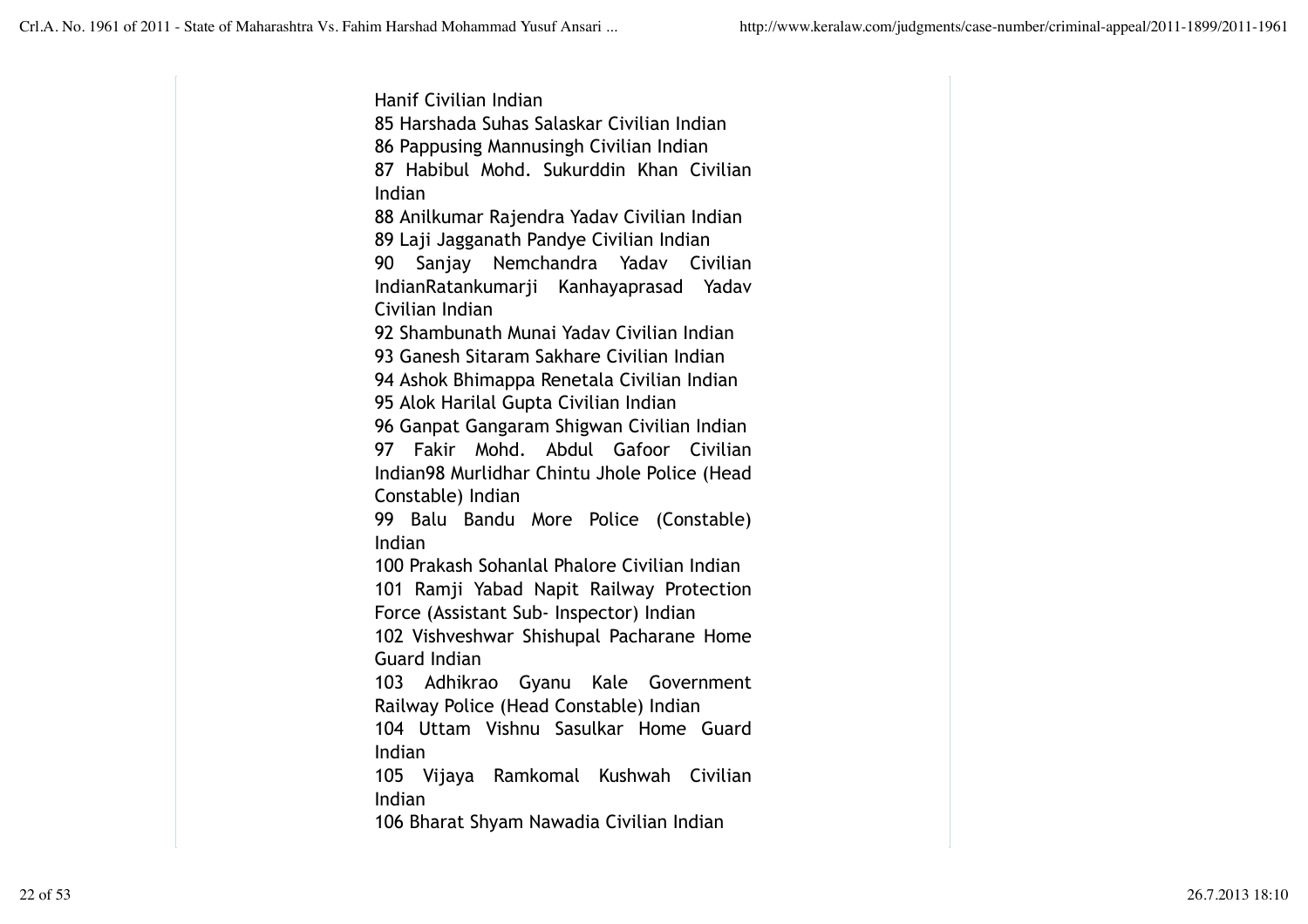Hanif Civilian Indian

85 Harshada Suhas Salaskar Civilian Indian

86 Pappusing Mannusingh Civilian Indian

87 Habibul Mohd. Sukurddin Khan Civilian Indian

88 Anilkumar Rajendra Yadav Civilian Indian

89 Laji Jagganath Pandye Civilian Indian

90 Sanjay Nemchandra Yadav Civilian IndianRatankumarji Kanhayaprasad Yadav Civilian Indian

92 Shambunath Munai Yadav Civilian Indian

93 Ganesh Sitaram Sakhare Civilian Indian

94 Ashok Bhimappa Renetala Civilian Indian

95 Alok Harilal Gupta Civilian Indian

96 Ganpat Gangaram Shigwan Civilian Indian

97 Fakir Mohd. Abdul Gafoor Civilian Indian98 Murlidhar Chintu Jhole Police (Head Constable) Indian

99 Balu Bandu More Police (Constable) Indian

100 Prakash Sohanlal Phalore Civilian Indian

101 Ramji Yabad Napit Railway Protection Force (Assistant Sub- Inspector) Indian

102 Vishveshwar Shishupal Pacharane Home Guard Indian

103 Adhikrao Gyanu Kale Government Railway Police (Head Constable) Indian

104 Uttam Vishnu Sasulkar Home Guard Indian

105 Vijaya Ramkomal Kushwah Civilian Indian

106 Bharat Shyam Nawadia Civilian Indian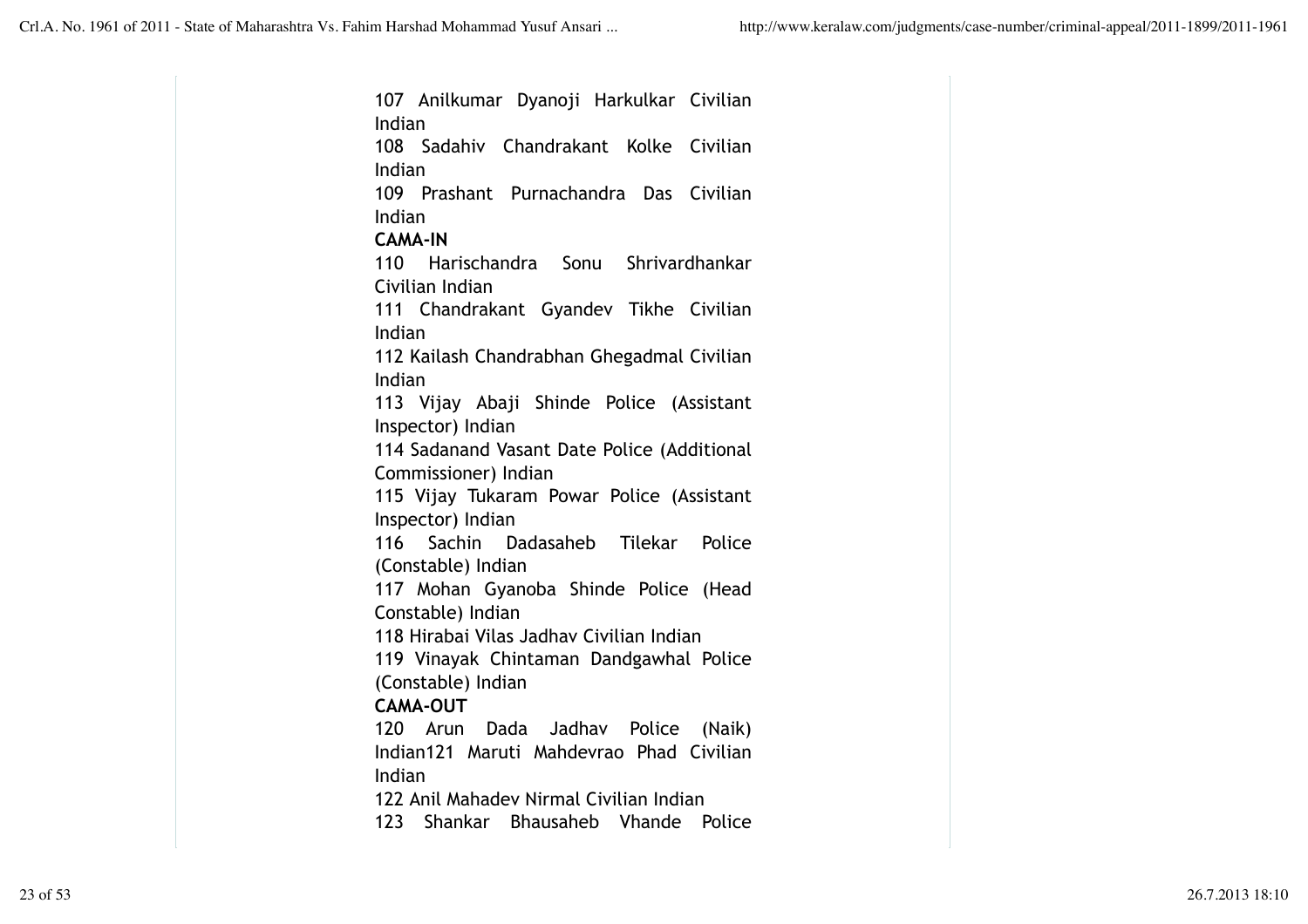107 Anilkumar Dyanoji Harkulkar Civilian Indian

108 Sadahiv Chandrakant Kolke Civilian Indian

109 Prashant Purnachandra Das Civilian Indian

**CAMA-IN**

110 Harischandra Sonu Shrivardhankar Civilian Indian

111 Chandrakant Gyandev Tikhe Civilian Indian

112 Kailash Chandrabhan Ghegadmal Civilian Indian

113 Vijay Abaji Shinde Police (Assistant Inspector) Indian

114 Sadanand Vasant Date Police (Additional Commissioner) Indian

115 Vijay Tukaram Powar Police (Assistant Inspector) Indian

116 Sachin Dadasaheb Tilekar Police (Constable) Indian

117 Mohan Gyanoba Shinde Police (Head Constable) Indian

118 Hirabai Vilas Jadhav Civilian Indian

119 Vinayak Chintaman Dandgawhal Police (Constable) Indian

**CAMA-OUT**

120 Arun Dada Jadhav Police (Naik) Indian121 Maruti Mahdevrao Phad Civilian Indian

122 Anil Mahadev Nirmal Civilian Indian

123 Shankar Bhausaheb Vhande Police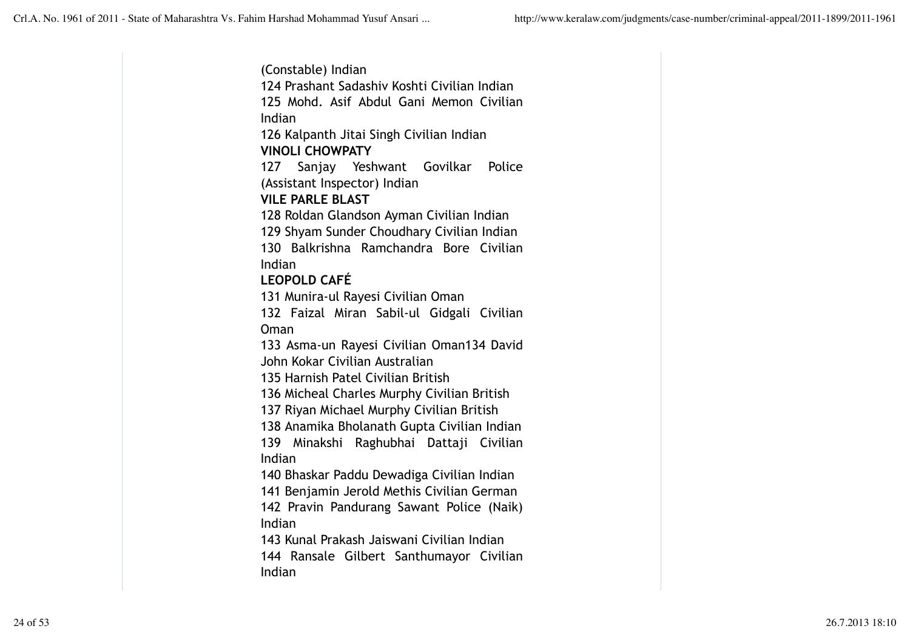(Constable) Indian

124 Prashant Sadashiv Koshti Civilian Indian

125 Mohd. Asif Abdul Gani Memon Civilian Indian

126 Kalpanth Jitai Singh Civilian Indian

**VINOLI CHOWPATY**

127 Sanjay Yeshwant Govilkar Police (Assistant Inspector) Indian

**VILE PARLE BLAST**

128 Roldan Glandson Ayman Civilian Indian

129 Shyam Sunder Choudhary Civilian Indian

130 Balkrishna Ramchandra Bore Civilian Indian

**LEOPOLD CAFÉ**

131 Munira-ul Rayesi Civilian Oman

132 Faizal Miran Sabil-ul Gidgali Civilian Oman

133 Asma-un Rayesi Civilian Oman134 David John Kokar Civilian Australian

135 Harnish Patel Civilian British

136 Micheal Charles Murphy Civilian British

137 Riyan Michael Murphy Civilian British

138 Anamika Bholanath Gupta Civilian Indian

139 Minakshi Raghubhai Dattaji Civilian Indian

140 Bhaskar Paddu Dewadiga Civilian Indian

141 Benjamin Jerold Methis Civilian German

142 Pravin Pandurang Sawant Police (Naik) Indian

143 Kunal Prakash Jaiswani Civilian Indian

144 Ransale Gilbert Santhumayor Civilian Indian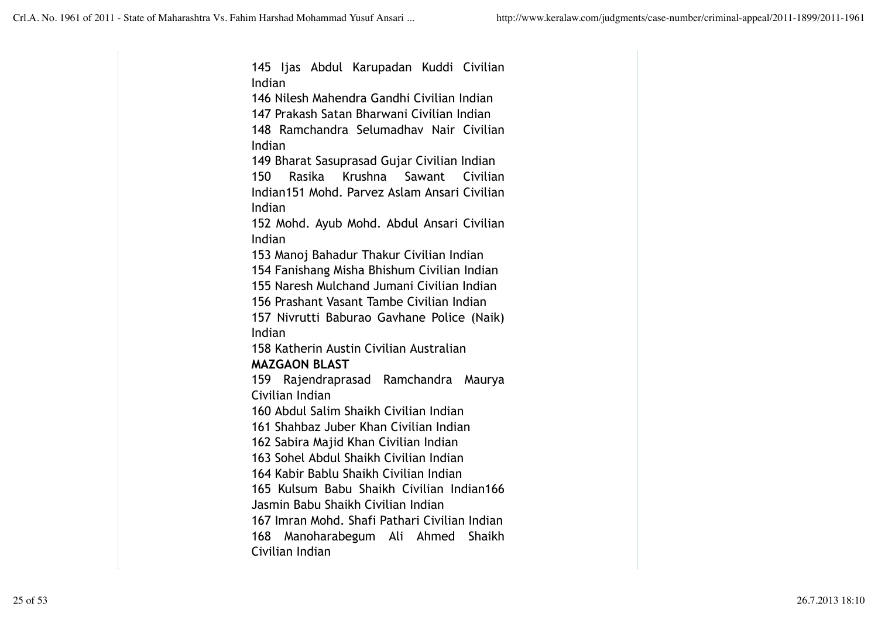145 Ijas Abdul Karupadan Kuddi Civilian Indian

146 Nilesh Mahendra Gandhi Civilian Indian

147 Prakash Satan Bharwani Civilian Indian

148 Ramchandra Selumadhav Nair Civilian Indian

149 Bharat Sasuprasad Gujar Civilian Indian

150 Rasika Krushna Sawant Civilian Indian151 Mohd. Parvez Aslam Ansari Civilian Indian

152 Mohd. Ayub Mohd. Abdul Ansari Civilian Indian

153 Manoj Bahadur Thakur Civilian Indian

154 Fanishang Misha Bhishum Civilian Indian

155 Naresh Mulchand Jumani Civilian Indian

156 Prashant Vasant Tambe Civilian Indian

157 Nivrutti Baburao Gavhane Police (Naik) Indian

158 Katherin Austin Civilian Australian

**MAZGAON BLAST**

159 Rajendraprasad Ramchandra Maurya Civilian Indian

160 Abdul Salim Shaikh Civilian Indian

161 Shahbaz Juber Khan Civilian Indian

162 Sabira Majid Khan Civilian Indian

163 Sohel Abdul Shaikh Civilian Indian

164 Kabir Bablu Shaikh Civilian Indian

165 Kulsum Babu Shaikh Civilian Indian166 Jasmin Babu Shaikh Civilian Indian

167 Imran Mohd. Shafi Pathari Civilian Indian

168 Manoharabegum Ali Ahmed Shaikh Civilian Indian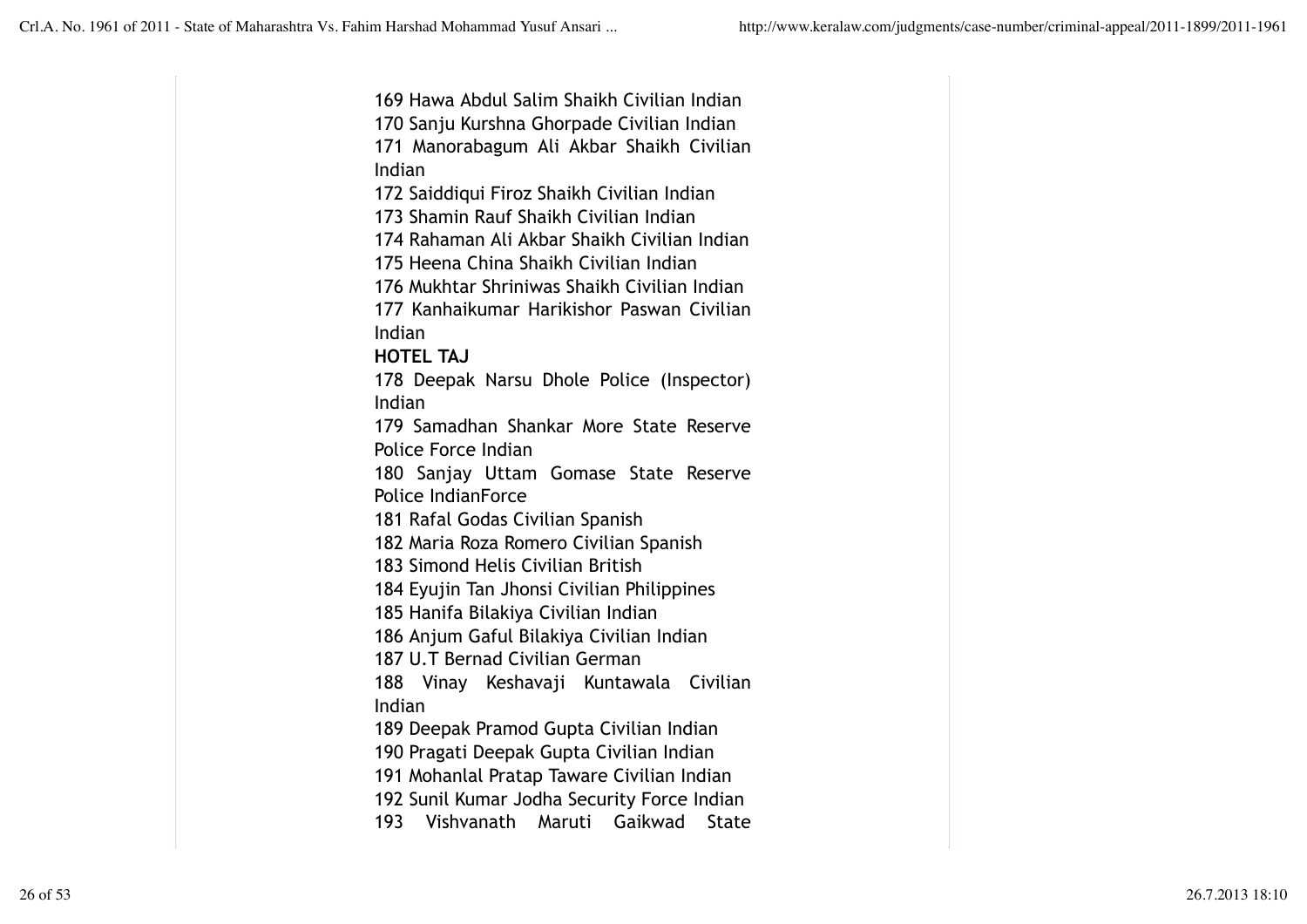169 Hawa Abdul Salim Shaikh Civilian Indian
170 Sanju Kurshna Ghorpade Civilian Indian
171 Manorabagum Ali Akbar Shaikh Civilian Indian
172 Saiddiqui Firoz Shaikh Civilian Indian
173 Shamin Rauf Shaikh Civilian Indian
174 Rahaman Ali Akbar Shaikh Civilian Indian
175 Heena China Shaikh Civilian Indian
176 Mukhtar Shriniwas Shaikh Civilian Indian
177 Kanhaikumar Harikishor Paswan Civilian Indian

**HOTEL TAJ**

178 Deepak Narsu Dhole Police (Inspector) Indian
179 Samadhan Shankar More State Reserve Police Force Indian
180 Sanjay Uttam Gomase State Reserve Police IndianForce
181 Rafal Godas Civilian Spanish
182 Maria Roza Romero Civilian Spanish
183 Simond Helis Civilian British
184 Eyujin Tan Jhonsi Civilian Philippines
185 Hanifa Bilakiya Civilian Indian
186 Anjum Gaful Bilakiya Civilian Indian
187 U.T Bernad Civilian German
188 Vinay Keshavaji Kuntawala Civilian Indian
189 Deepak Pramod Gupta Civilian Indian
190 Pragati Deepak Gupta Civilian Indian
191 Mohanlal Pratap Taware Civilian Indian
192 Sunil Kumar Jodha Security Force Indian
193 Vishvanath Maruti Gaikwad State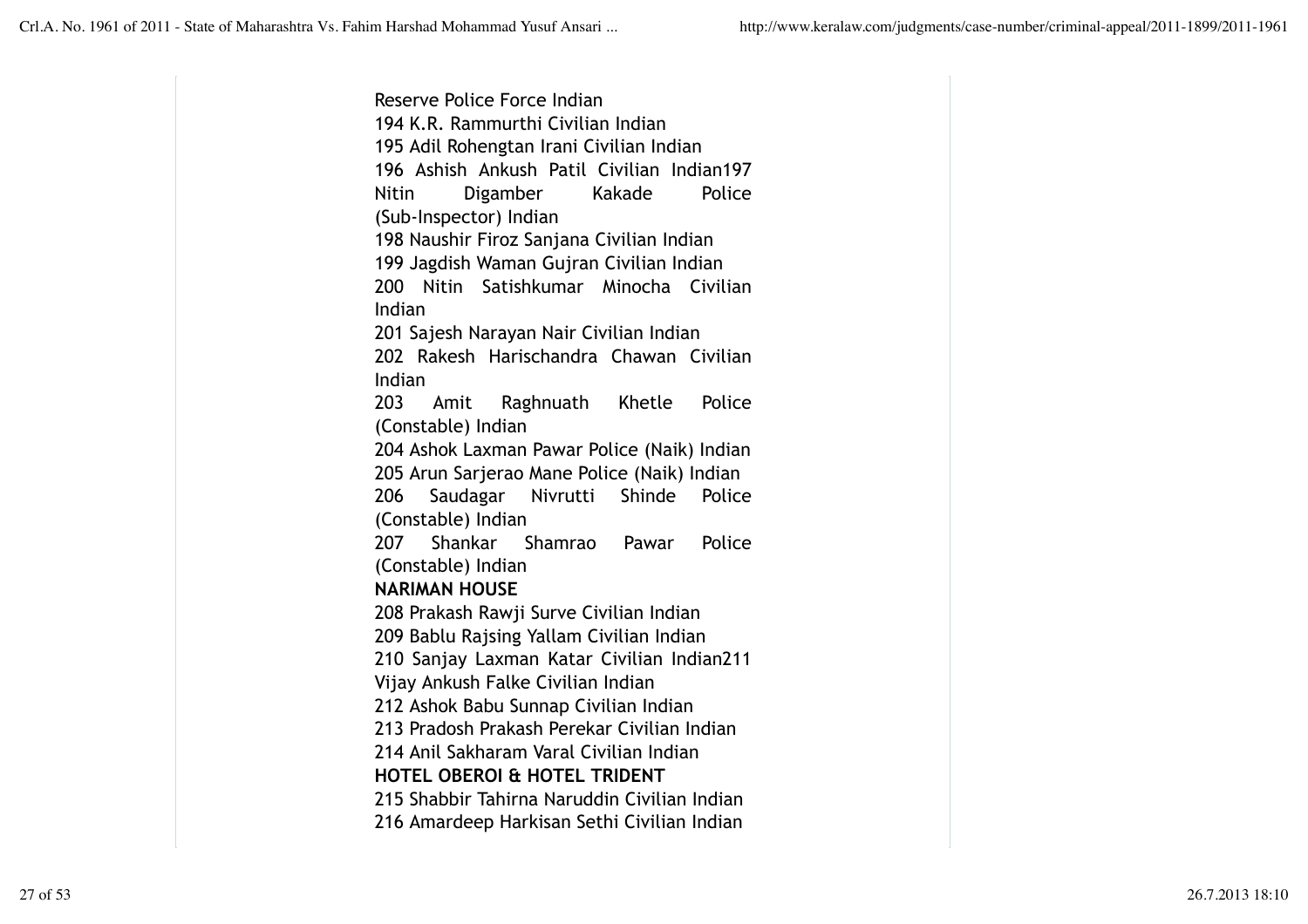Reserve Police Force Indian
194 K.R. Rammurthi Civilian Indian
195 Adil Rohengtan Irani Civilian Indian
196 Ashish Ankush Patil Civilian Indian197 Nitin Digamber Kakade Police (Sub-Inspector) Indian
198 Naushir Firoz Sanjana Civilian Indian
199 Jagdish Waman Gujran Civilian Indian
200 Nitin Satishkumar Minocha Civilian Indian
201 Sajesh Narayan Nair Civilian Indian
202 Rakesh Harischandra Chawan Civilian Indian
203 Amit Raghnuath Khetle Police (Constable) Indian
204 Ashok Laxman Pawar Police (Naik) Indian
205 Arun Sarjerao Mane Police (Naik) Indian
206 Saudagar Nivrutti Shinde Police (Constable) Indian
207 Shankar Shamrao Pawar Police (Constable) Indian

**NARIMAN HOUSE**

208 Prakash Rawji Surve Civilian Indian
209 Bablu Rajsing Yallam Civilian Indian
210 Sanjay Laxman Katar Civilian Indian211 Vijay Ankush Falke Civilian Indian
212 Ashok Babu Sunnap Civilian Indian
213 Pradosh Prakash Perekar Civilian Indian
214 Anil Sakharam Varal Civilian Indian

**HOTEL OBEROI & HOTEL TRIDENT**

215 Shabbir Tahirna Naruddin Civilian Indian
216 Amardeep Harkisan Sethi Civilian Indian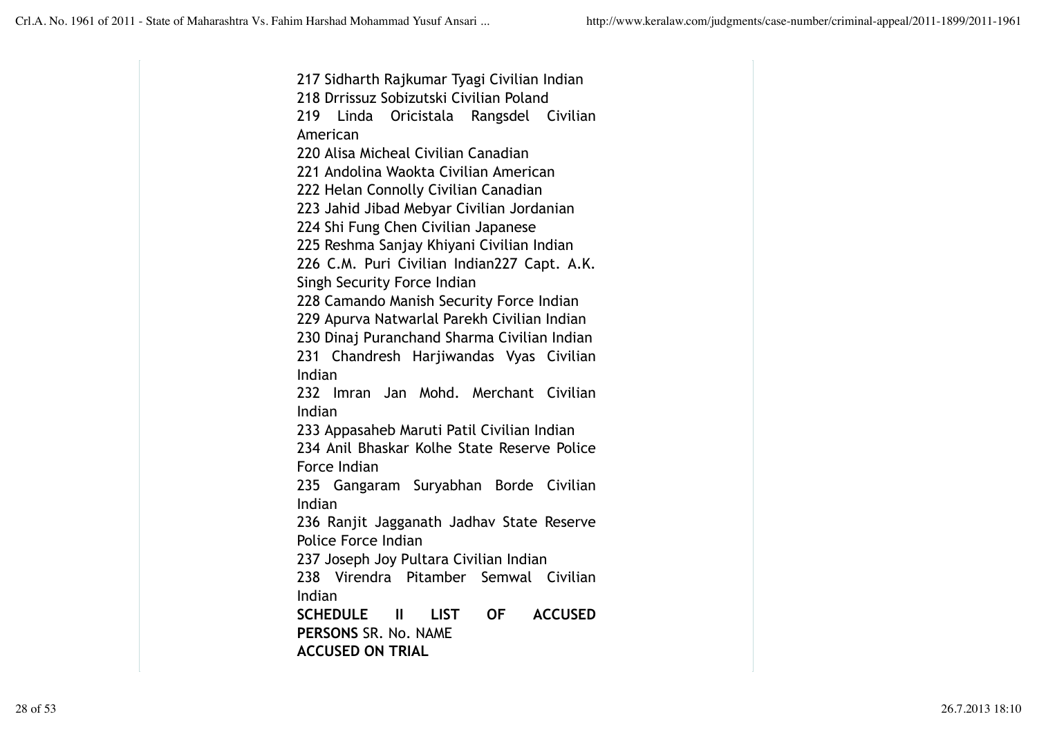217 Sidharth Rajkumar Tyagi Civilian Indian
218 Drrissuz Sobizutski Civilian Poland
219 Linda Oricistala Rangsdel Civilian American
220 Alisa Micheal Civilian Canadian
221 Andolina Waokta Civilian American
222 Helan Connolly Civilian Canadian
223 Jahid Jibad Mebyar Civilian Jordanian
224 Shi Fung Chen Civilian Japanese
225 Reshma Sanjay Khiyani Civilian Indian
226 C.M. Puri Civilian Indian227 Capt. A.K. Singh Security Force Indian
228 Camando Manish Security Force Indian
229 Apurva Natwarlal Parekh Civilian Indian
230 Dinaj Puranchand Sharma Civilian Indian
231 Chandresh Harjiwandas Vyas Civilian Indian
232 Imran Jan Mohd. Merchant Civilian Indian
233 Appasaheb Maruti Patil Civilian Indian
234 Anil Bhaskar Kolhe State Reserve Police Force Indian
235 Gangaram Suryabhan Borde Civilian Indian
236 Ranjit Jagganath Jadhav State Reserve Police Force Indian
237 Joseph Joy Pultara Civilian Indian
238 Virendra Pitamber Semwal Civilian Indian

**SCHEDULE II LIST OF ACCUSED PERSONS** SR. No. NAME

**ACCUSED ON TRIAL**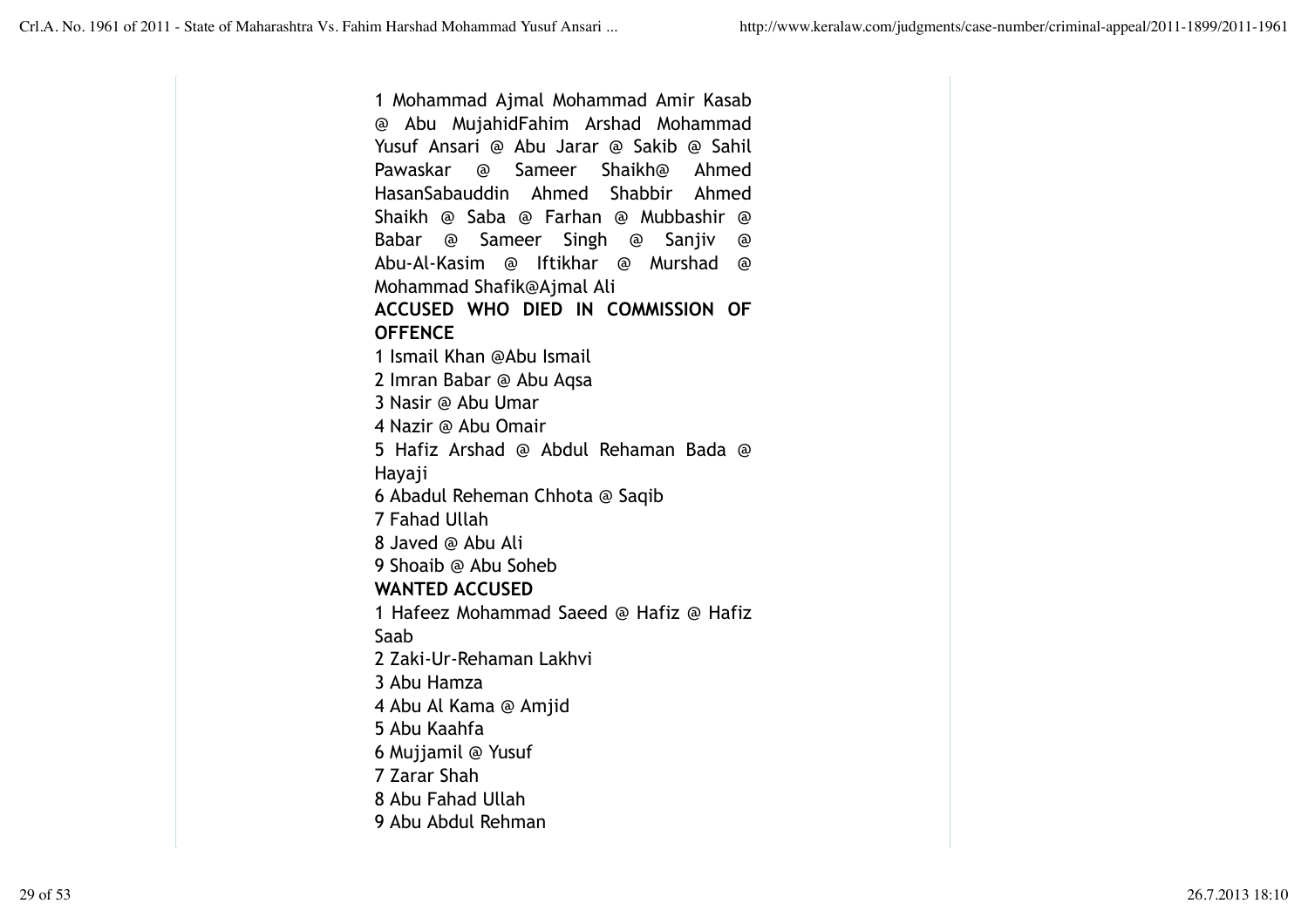1 Mohammad Ajmal Mohammad Amir Kasab @ Abu MujahidFahim Arshad Mohammad Yusuf Ansari @ Abu Jarar @ Sakib @ Sahil Pawaskar @ Sameer Shaikh@ Ahmed HasanSabauddin Ahmed Shabbir Ahmed Shaikh @ Saba @ Farhan @ Mubbashir @ Babar @ Sameer Singh @ Sanjiv @ Abu-Al-Kasim @ Iftikhar @ Murshad @ Mohammad Shafik@Ajmal Ali

**ACCUSED WHO DIED IN COMMISSION OF OFFENCE**

1 Ismail Khan @Abu Ismail

2 Imran Babar @ Abu Aqsa

3 Nasir @ Abu Umar

4 Nazir @ Abu Omair

5 Hafiz Arshad @ Abdul Rehaman Bada @ Hayaji

6 Abadul Reheman Chhota @ Saqib

7 Fahad Ullah

8 Javed @ Abu Ali

9 Shoaib @ Abu Soheb

**WANTED ACCUSED**

1 Hafeez Mohammad Saeed @ Hafiz @ Hafiz Saab

2 Zaki-Ur-Rehaman Lakhvi

3 Abu Hamza

4 Abu Al Kama @ Amjid

5 Abu Kaahfa

6 Mujjamil @ Yusuf

7 Zarar Shah

8 Abu Fahad Ullah

9 Abu Abdul Rehman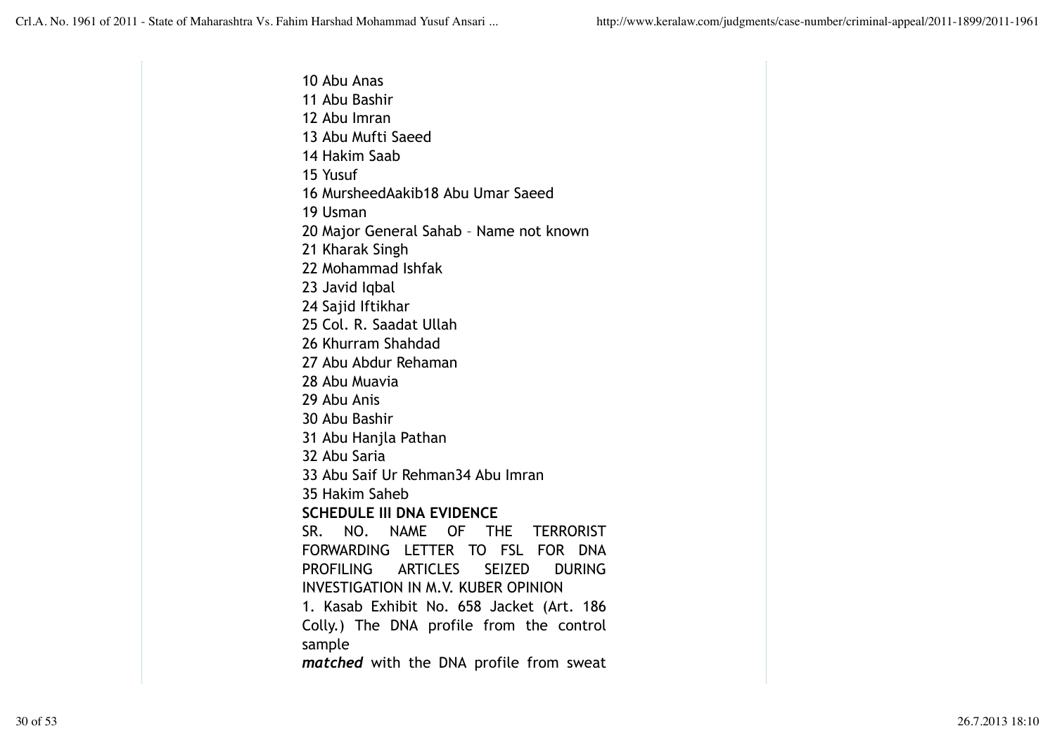10 Abu Anas
11 Abu Bashir
12 Abu Imran
13 Abu Mufti Saeed
14 Hakim Saab
15 Yusuf
16 MursheedAakib18 Abu Umar Saeed
19 Usman
20 Major General Sahab – Name not known
21 Kharak Singh
22 Mohammad Ishfak
23 Javid Iqbal
24 Sajid Iftikhar
25 Col. R. Saadat Ullah
26 Khurram Shahdad
27 Abu Abdur Rehaman
28 Abu Muavia
29 Abu Anis
30 Abu Bashir
31 Abu Hanjla Pathan
32 Abu Saria
33 Abu Saif Ur Rehman34 Abu Imran
35 Hakim Saheb

**SCHEDULE III DNA EVIDENCE**

SR. NO. NAME OF THE TERRORIST FORWARDING LETTER TO FSL FOR DNA PROFILING ARTICLES SEIZED DURING INVESTIGATION IN M.V. KUBER OPINION

1. Kasab Exhibit No. 658 Jacket (Art. 186 Colly.) The DNA profile from the control sample

***matched*** with the DNA profile from sweat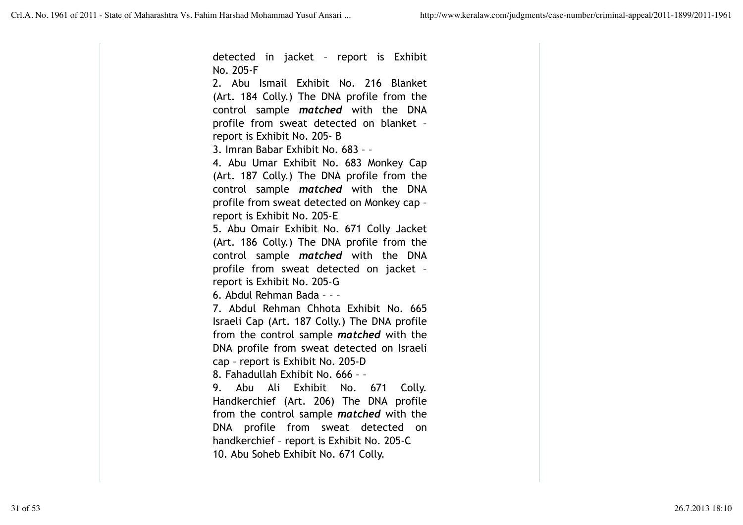detected in jacket – report is Exhibit No. 205-F

2. Abu Ismail Exhibit No. 216 Blanket (Art. 184 Colly.) The DNA profile from the control sample ***matched*** with the DNA profile from sweat detected on blanket – report is Exhibit No. 205- B

3. Imran Babar Exhibit No. 683 – –

4. Abu Umar Exhibit No. 683 Monkey Cap (Art. 187 Colly.) The DNA profile from the control sample ***matched*** with the DNA profile from sweat detected on Monkey cap – report is Exhibit No. 205-E

5. Abu Omair Exhibit No. 671 Colly Jacket (Art. 186 Colly.) The DNA profile from the control sample ***matched*** with the DNA profile from sweat detected on jacket – report is Exhibit No. 205-G

6. Abdul Rehman Bada – – –

7. Abdul Rehman Chhota Exhibit No. 665 Israeli Cap (Art. 187 Colly.) The DNA profile from the control sample ***matched*** with the DNA profile from sweat detected on Israeli cap – report is Exhibit No. 205-D

8. Fahadullah Exhibit No. 666 – –

9. Abu Ali Exhibit No. 671 Colly. Handkerchief (Art. 206) The DNA profile from the control sample ***matched*** with the DNA profile from sweat detected on handkerchief – report is Exhibit No. 205-C

10. Abu Soheb Exhibit No. 671 Colly.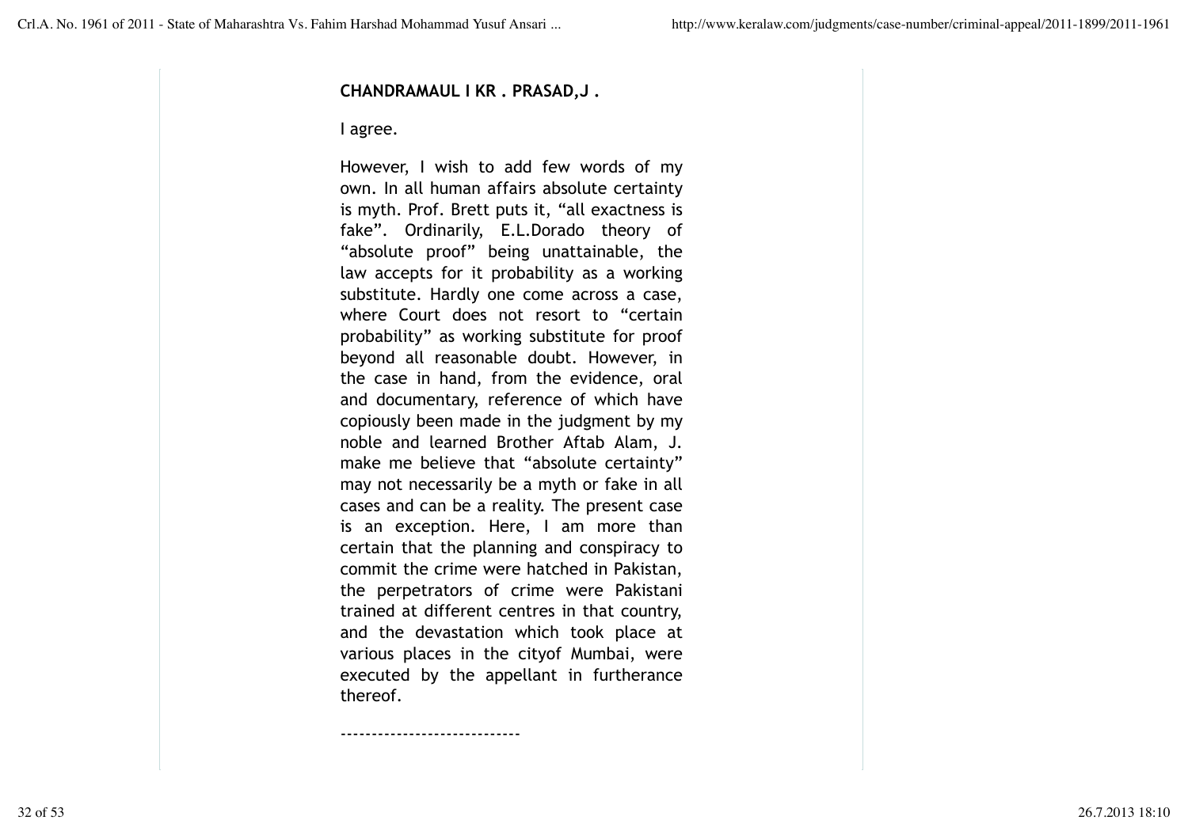**CHANDRAMAUL I KR . PRASAD,J .**

I agree.

However, I wish to add few words of my own. In all human affairs absolute certainty is myth. Prof. Brett puts it, "all exactness is fake". Ordinarily, E.L.Dorado theory of "absolute proof" being unattainable, the law accepts for it probability as a working substitute. Hardly one come across a case, where Court does not resort to "certain probability" as working substitute for proof beyond all reasonable doubt. However, in the case in hand, from the evidence, oral and documentary, reference of which have copiously been made in the judgment by my noble and learned Brother Aftab Alam, J. make me believe that "absolute certainty" may not necessarily be a myth or fake in all cases and can be a reality. The present case is an exception. Here, I am more than certain that the planning and conspiracy to commit the crime were hatched in Pakistan, the perpetrators of crime were Pakistani trained at different centres in that country, and the devastation which took place at various places in the cityof Mumbai, were executed by the appellant in furtherance thereof.

----------------------------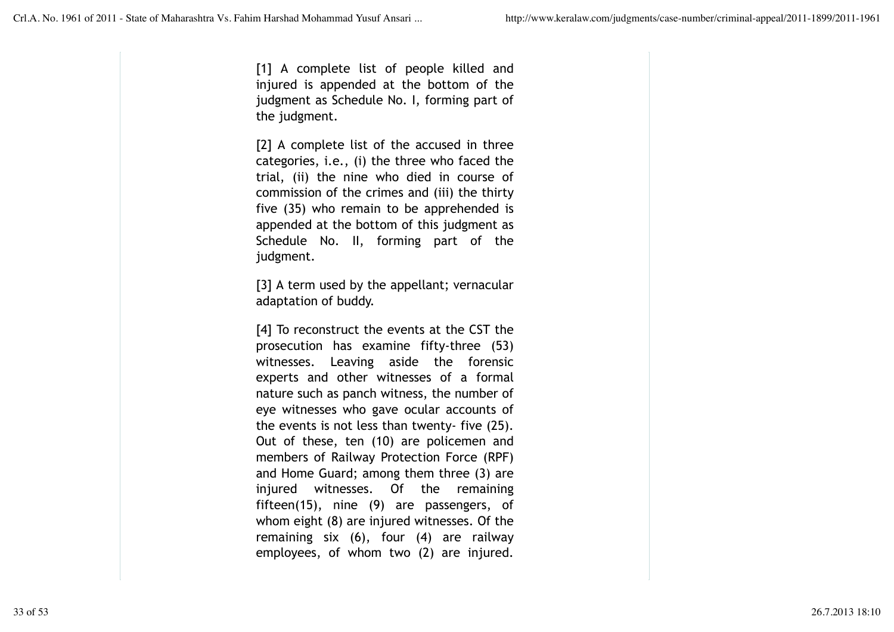[1] A complete list of people killed and injured is appended at the bottom of the judgment as Schedule No. I, forming part of the judgment.

[2] A complete list of the accused in three categories, i.e., (i) the three who faced the trial, (ii) the nine who died in course of commission of the crimes and (iii) the thirty five (35) who remain to be apprehended is appended at the bottom of this judgment as Schedule No. II, forming part of the judgment.

[3] A term used by the appellant; vernacular adaptation of buddy.

[4] To reconstruct the events at the CST the prosecution has examine fifty-three (53) witnesses. Leaving aside the forensic experts and other witnesses of a formal nature such as panch witness, the number of eye witnesses who gave ocular accounts of the events is not less than twenty- five (25). Out of these, ten (10) are policemen and members of Railway Protection Force (RPF) and Home Guard; among them three (3) are injured witnesses. Of the remaining fifteen(15), nine (9) are passengers, of whom eight (8) are injured witnesses. Of the remaining six (6), four (4) are railway employees, of whom two (2) are injured.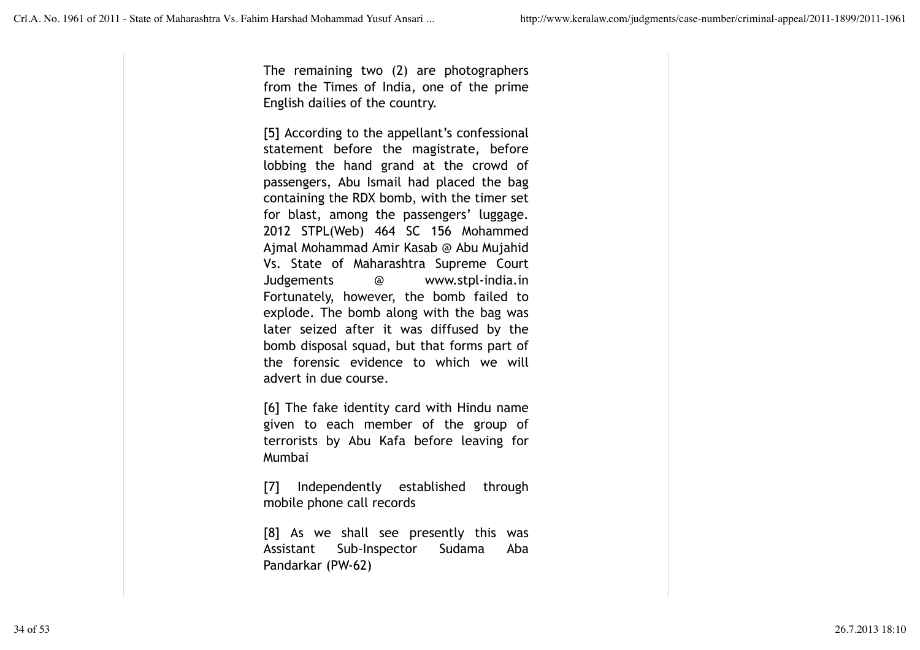The remaining two (2) are photographers from the Times of India, one of the prime English dailies of the country.

[5] According to the appellant's confessional statement before the magistrate, before lobbing the hand grand at the crowd of passengers, Abu Ismail had placed the bag containing the RDX bomb, with the timer set for blast, among the passengers' luggage. 2012 STPL(Web) 464 SC 156 Mohammed Ajmal Mohammad Amir Kasab @ Abu Mujahid Vs. State of Maharashtra Supreme Court Judgements @ www.stpl-india.in Fortunately, however, the bomb failed to explode. The bomb along with the bag was later seized after it was diffused by the bomb disposal squad, but that forms part of the forensic evidence to which we will advert in due course.

[6] The fake identity card with Hindu name given to each member of the group of terrorists by Abu Kafa before leaving for Mumbai

[7] Independently established through mobile phone call records

[8] As we shall see presently this was Assistant Sub-Inspector Sudama Aba Pandarkar (PW-62)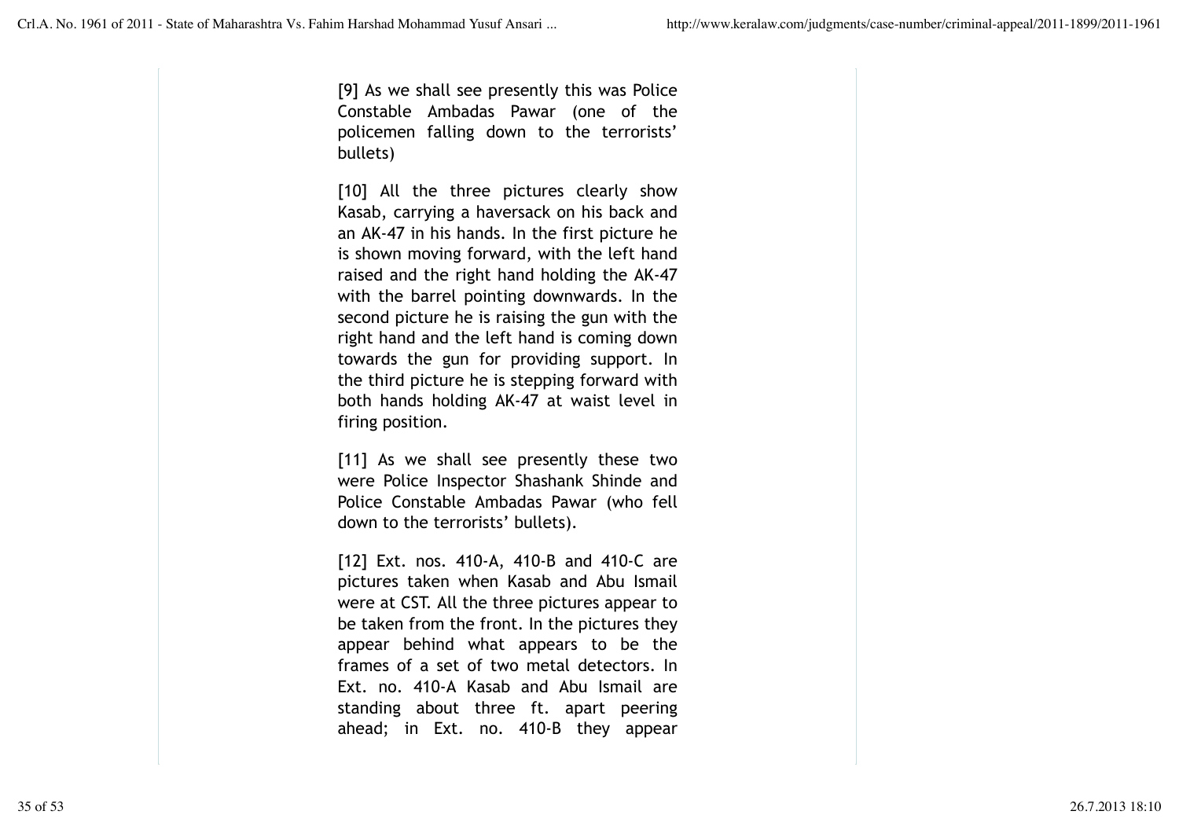[9] As we shall see presently this was Police Constable Ambadas Pawar (one of the policemen falling down to the terrorists' bullets)

[10] All the three pictures clearly show Kasab, carrying a haversack on his back and an AK-47 in his hands. In the first picture he is shown moving forward, with the left hand raised and the right hand holding the AK-47 with the barrel pointing downwards. In the second picture he is raising the gun with the right hand and the left hand is coming down towards the gun for providing support. In the third picture he is stepping forward with both hands holding AK-47 at waist level in firing position.

[11] As we shall see presently these two were Police Inspector Shashank Shinde and Police Constable Ambadas Pawar (who fell down to the terrorists' bullets).

[12] Ext. nos. 410-A, 410-B and 410-C are pictures taken when Kasab and Abu Ismail were at CST. All the three pictures appear to be taken from the front. In the pictures they appear behind what appears to be the frames of a set of two metal detectors. In Ext. no. 410-A Kasab and Abu Ismail are standing about three ft. apart peering ahead; in Ext. no. 410-B they appear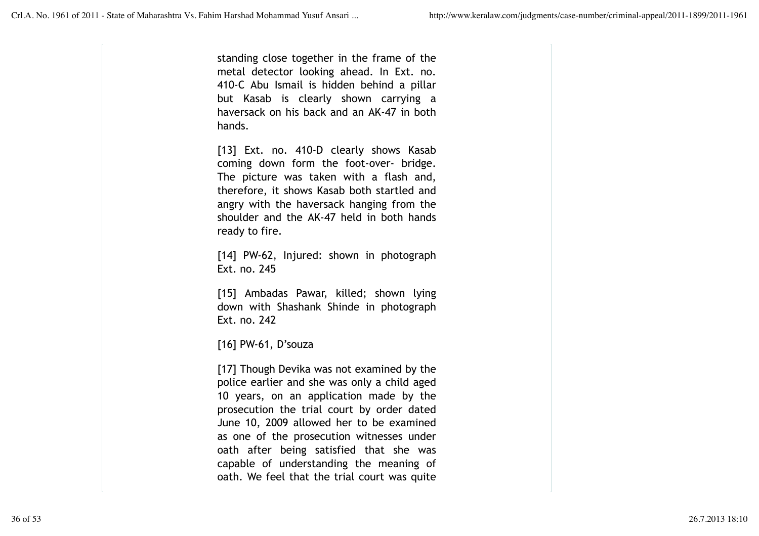standing close together in the frame of the metal detector looking ahead. In Ext. no. 410-C Abu Ismail is hidden behind a pillar but Kasab is clearly shown carrying a haversack on his back and an AK-47 in both hands.

[13] Ext. no. 410-D clearly shows Kasab coming down form the foot-over- bridge. The picture was taken with a flash and, therefore, it shows Kasab both startled and angry with the haversack hanging from the shoulder and the AK-47 held in both hands ready to fire.

[14] PW-62, Injured: shown in photograph Ext. no. 245

[15] Ambadas Pawar, killed; shown lying down with Shashank Shinde in photograph Ext. no. 242

[16] PW-61, D'souza

[17] Though Devika was not examined by the police earlier and she was only a child aged 10 years, on an application made by the prosecution the trial court by order dated June 10, 2009 allowed her to be examined as one of the prosecution witnesses under oath after being satisfied that she was capable of understanding the meaning of oath. We feel that the trial court was quite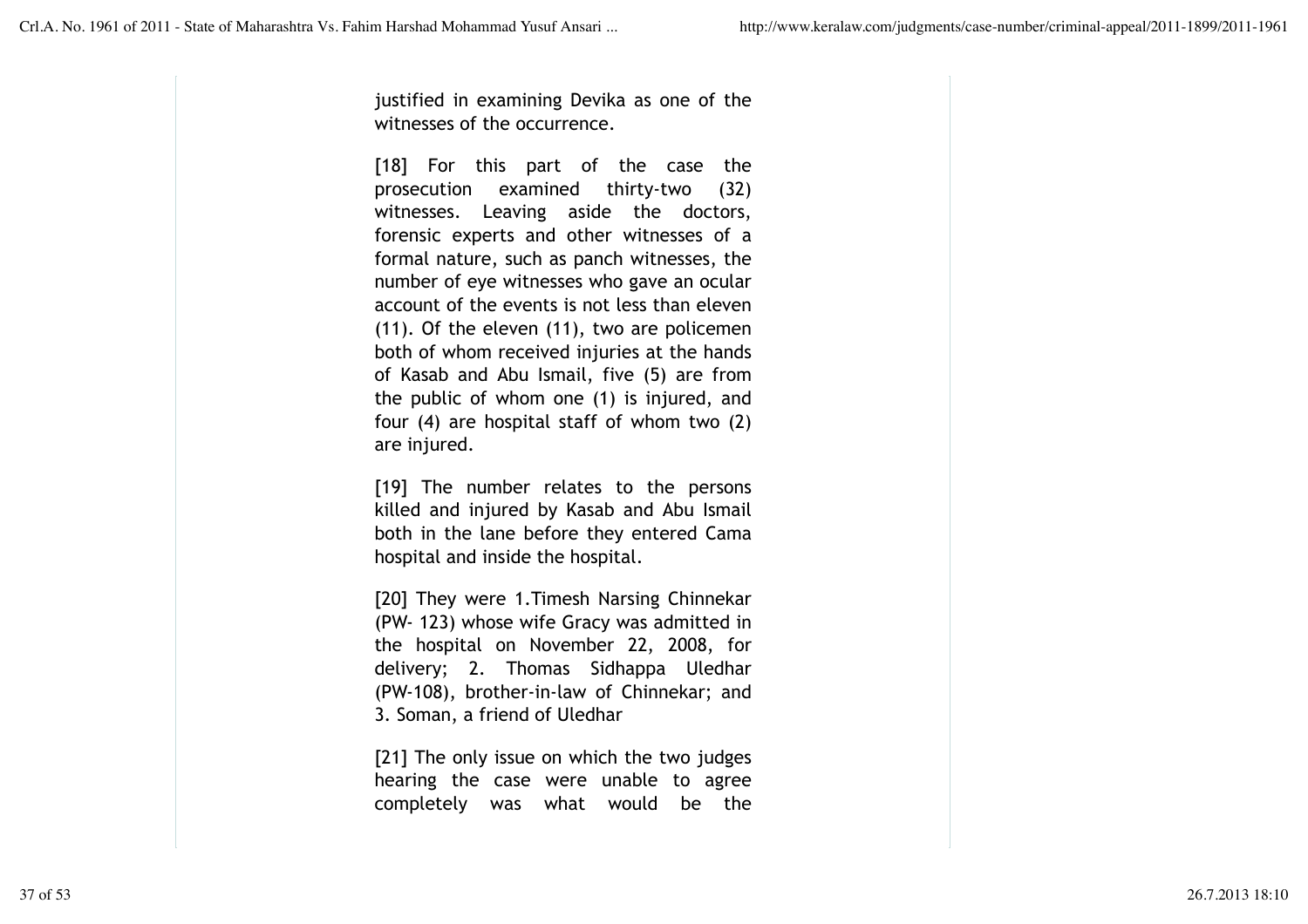justified in examining Devika as one of the witnesses of the occurrence.

[18] For this part of the case the prosecution examined thirty-two (32) witnesses. Leaving aside the doctors, forensic experts and other witnesses of a formal nature, such as panch witnesses, the number of eye witnesses who gave an ocular account of the events is not less than eleven (11). Of the eleven (11), two are policemen both of whom received injuries at the hands of Kasab and Abu Ismail, five (5) are from the public of whom one (1) is injured, and four (4) are hospital staff of whom two (2) are injured.

[19] The number relates to the persons killed and injured by Kasab and Abu Ismail both in the lane before they entered Cama hospital and inside the hospital.

[20] They were 1.Timesh Narsing Chinnekar (PW- 123) whose wife Gracy was admitted in the hospital on November 22, 2008, for delivery; 2. Thomas Sidhappa Uledhar (PW-108), brother-in-law of Chinnekar; and 3. Soman, a friend of Uledhar

[21] The only issue on which the two judges hearing the case were unable to agree completely was what would be the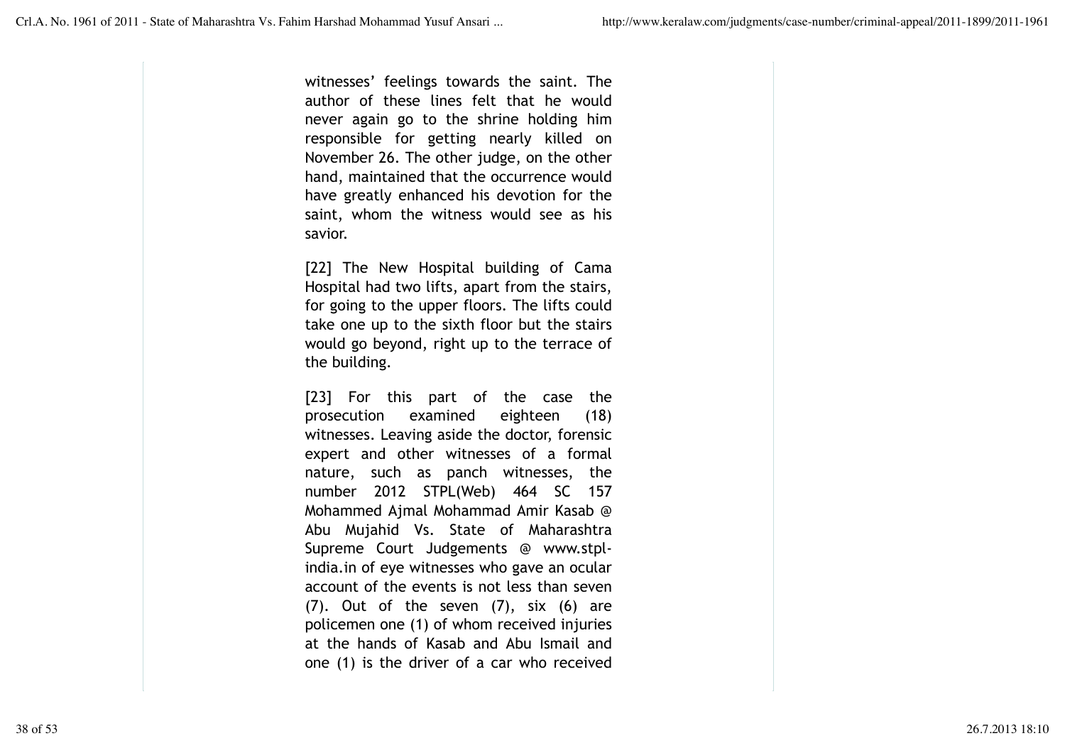witnesses' feelings towards the saint. The author of these lines felt that he would never again go to the shrine holding him responsible for getting nearly killed on November 26. The other judge, on the other hand, maintained that the occurrence would have greatly enhanced his devotion for the saint, whom the witness would see as his savior.

[22] The New Hospital building of Cama Hospital had two lifts, apart from the stairs, for going to the upper floors. The lifts could take one up to the sixth floor but the stairs would go beyond, right up to the terrace of the building.

[23] For this part of the case the prosecution examined eighteen (18) witnesses. Leaving aside the doctor, forensic expert and other witnesses of a formal nature, such as panch witnesses, the number 2012 STPL(Web) 464 SC 157 Mohammed Ajmal Mohammad Amir Kasab @ Abu Mujahid Vs. State of Maharashtra Supreme Court Judgements @ www.stpl-india.in of eye witnesses who gave an ocular account of the events is not less than seven (7). Out of the seven (7), six (6) are policemen one (1) of whom received injuries at the hands of Kasab and Abu Ismail and one (1) is the driver of a car who received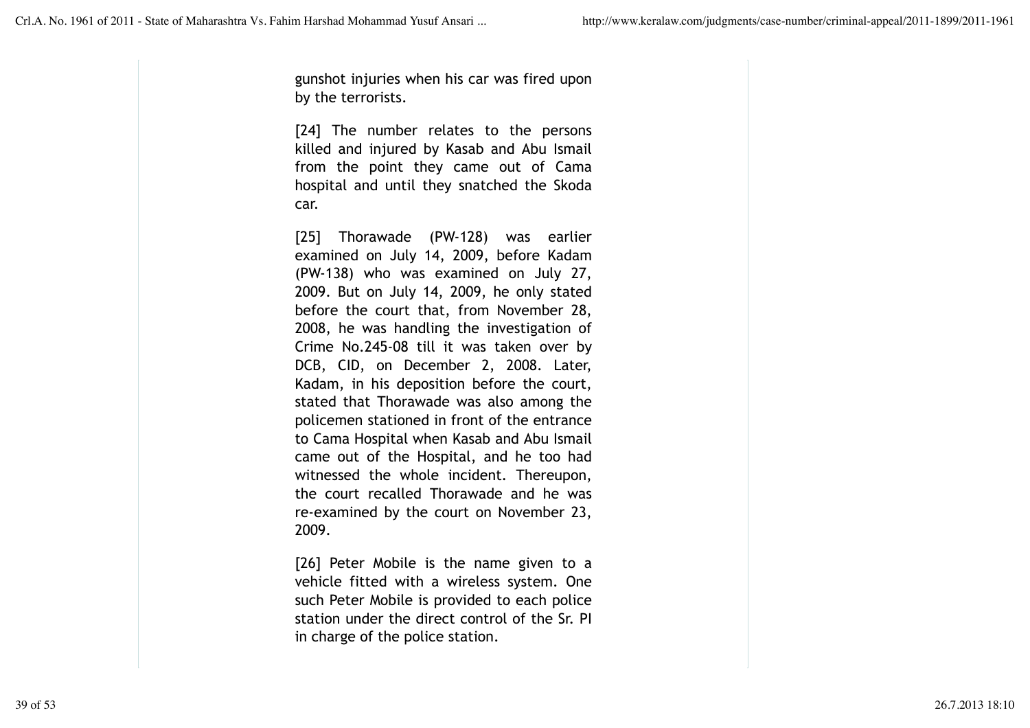gunshot injuries when his car was fired upon by the terrorists.

[24] The number relates to the persons killed and injured by Kasab and Abu Ismail from the point they came out of Cama hospital and until they snatched the Skoda car.

[25] Thorawade (PW-128) was earlier examined on July 14, 2009, before Kadam (PW-138) who was examined on July 27, 2009. But on July 14, 2009, he only stated before the court that, from November 28, 2008, he was handling the investigation of Crime No.245-08 till it was taken over by DCB, CID, on December 2, 2008. Later, Kadam, in his deposition before the court, stated that Thorawade was also among the policemen stationed in front of the entrance to Cama Hospital when Kasab and Abu Ismail came out of the Hospital, and he too had witnessed the whole incident. Thereupon, the court recalled Thorawade and he was re-examined by the court on November 23, 2009.

[26] Peter Mobile is the name given to a vehicle fitted with a wireless system. One such Peter Mobile is provided to each police station under the direct control of the Sr. PI in charge of the police station.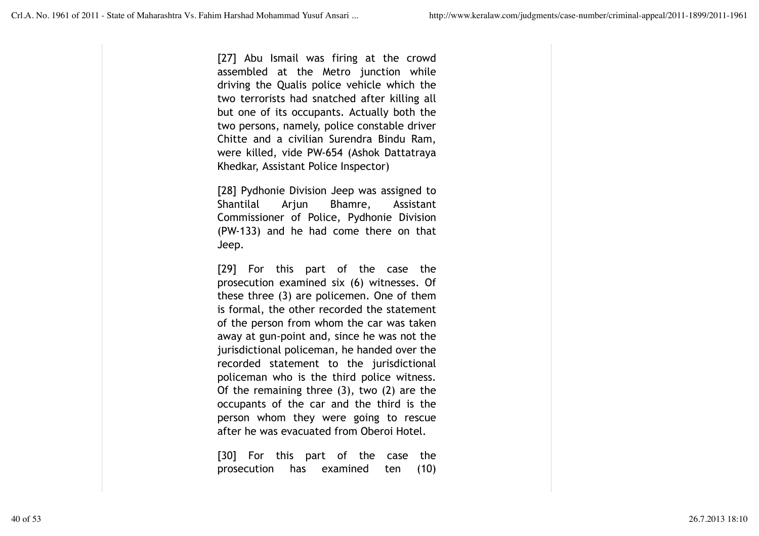[27] Abu Ismail was firing at the crowd assembled at the Metro junction while driving the Qualis police vehicle which the two terrorists had snatched after killing all but one of its occupants. Actually both the two persons, namely, police constable driver Chitte and a civilian Surendra Bindu Ram, were killed, vide PW-654 (Ashok Dattatraya Khedkar, Assistant Police Inspector)

[28] Pydhonie Division Jeep was assigned to Shantilal Arjun Bhamre, Assistant Commissioner of Police, Pydhonie Division (PW-133) and he had come there on that Jeep.

[29] For this part of the case the prosecution examined six (6) witnesses. Of these three (3) are policemen. One of them is formal, the other recorded the statement of the person from whom the car was taken away at gun-point and, since he was not the jurisdictional policeman, he handed over the recorded statement to the jurisdictional policeman who is the third police witness. Of the remaining three (3), two (2) are the occupants of the car and the third is the person whom they were going to rescue after he was evacuated from Oberoi Hotel.

[30] For this part of the case the prosecution has examined ten (10)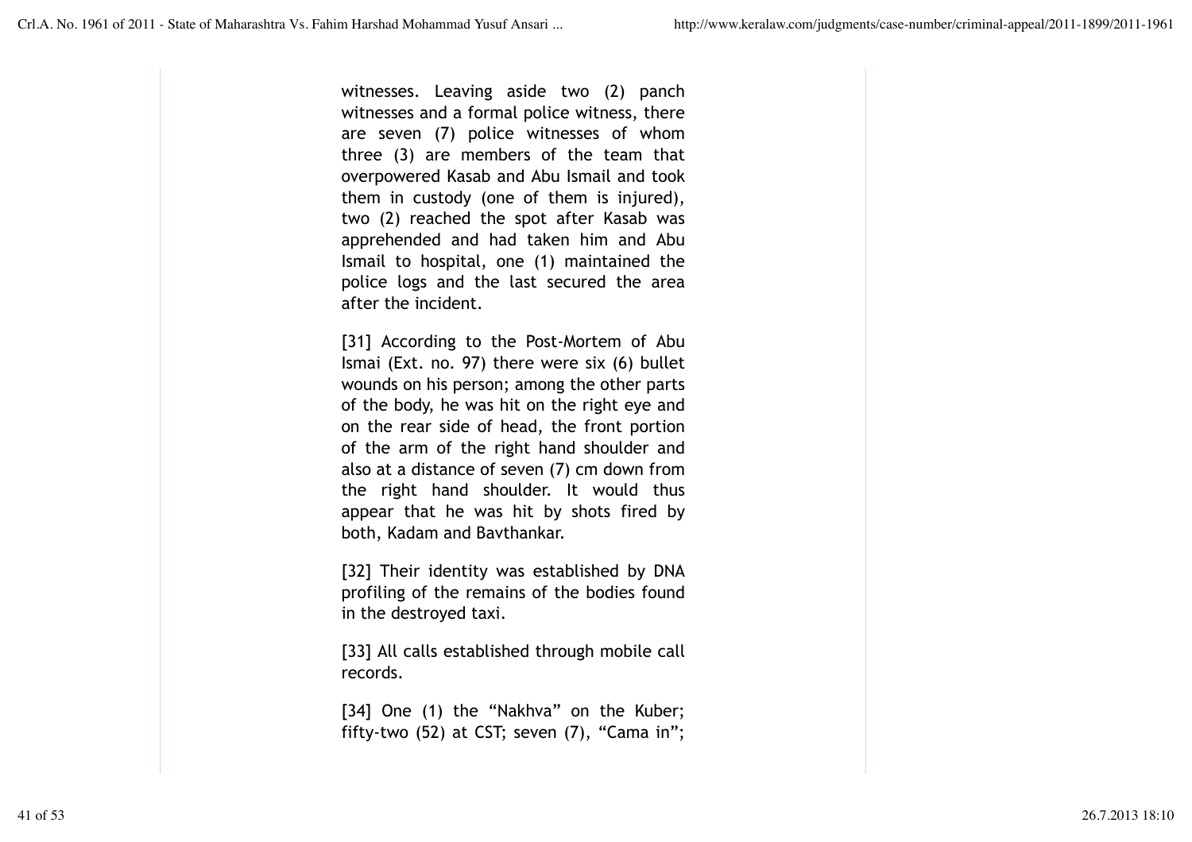witnesses. Leaving aside two (2) panch witnesses and a formal police witness, there are seven (7) police witnesses of whom three (3) are members of the team that overpowered Kasab and Abu Ismail and took them in custody (one of them is injured), two (2) reached the spot after Kasab was apprehended and had taken him and Abu Ismail to hospital, one (1) maintained the police logs and the last secured the area after the incident.

[31] According to the Post-Mortem of Abu Ismai (Ext. no. 97) there were six (6) bullet wounds on his person; among the other parts of the body, he was hit on the right eye and on the rear side of head, the front portion of the arm of the right hand shoulder and also at a distance of seven (7) cm down from the right hand shoulder. It would thus appear that he was hit by shots fired by both, Kadam and Bavthankar.

[32] Their identity was established by DNA profiling of the remains of the bodies found in the destroyed taxi.

[33] All calls established through mobile call records.

[34] One (1) the "Nakhva" on the Kuber; fifty-two (52) at CST; seven (7), "Cama in";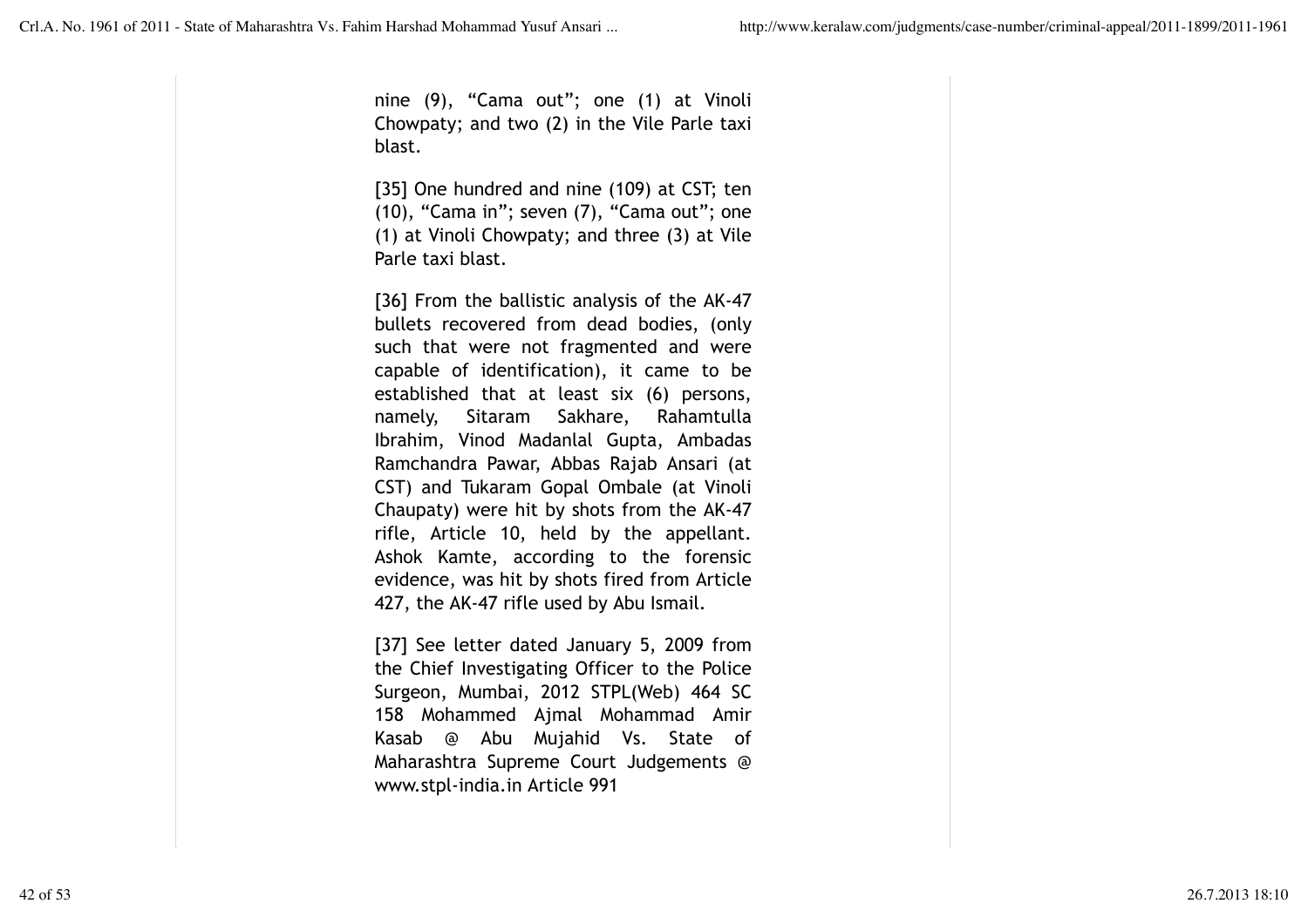nine (9), "Cama out"; one (1) at Vinoli Chowpaty; and two (2) in the Vile Parle taxi blast.

[35] One hundred and nine (109) at CST; ten (10), "Cama in"; seven (7), "Cama out"; one (1) at Vinoli Chowpaty; and three (3) at Vile Parle taxi blast.

[36] From the ballistic analysis of the AK-47 bullets recovered from dead bodies, (only such that were not fragmented and were capable of identification), it came to be established that at least six (6) persons, namely, Sitaram Sakhare, Rahamtulla Ibrahim, Vinod Madanlal Gupta, Ambadas Ramchandra Pawar, Abbas Rajab Ansari (at CST) and Tukaram Gopal Ombale (at Vinoli Chaupaty) were hit by shots from the AK-47 rifle, Article 10, held by the appellant. Ashok Kamte, according to the forensic evidence, was hit by shots fired from Article 427, the AK-47 rifle used by Abu Ismail.

[37] See letter dated January 5, 2009 from the Chief Investigating Officer to the Police Surgeon, Mumbai, 2012 STPL(Web) 464 SC 158 Mohammed Ajmal Mohammad Amir Kasab @ Abu Mujahid Vs. State of Maharashtra Supreme Court Judgements @ www.stpl-india.in Article 991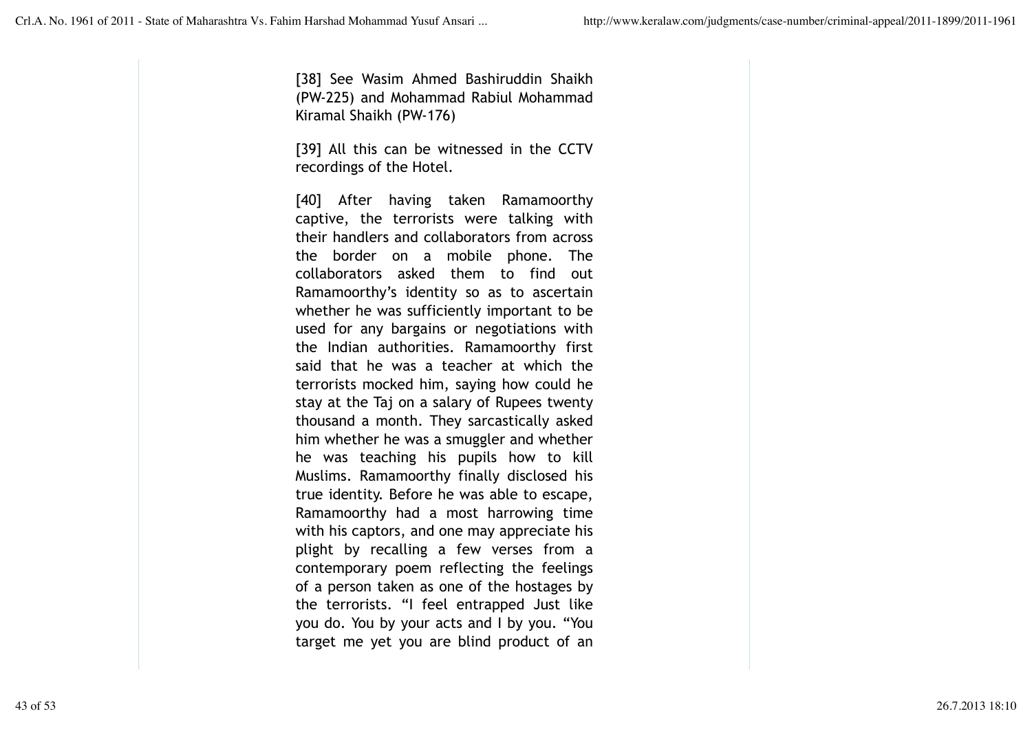[38] See Wasim Ahmed Bashiruddin Shaikh (PW-225) and Mohammad Rabiul Mohammad Kiramal Shaikh (PW-176)

[39] All this can be witnessed in the CCTV recordings of the Hotel.

[40] After having taken Ramamoorthy captive, the terrorists were talking with their handlers and collaborators from across the border on a mobile phone. The collaborators asked them to find out Ramamoorthy's identity so as to ascertain whether he was sufficiently important to be used for any bargains or negotiations with the Indian authorities. Ramamoorthy first said that he was a teacher at which the terrorists mocked him, saying how could he stay at the Taj on a salary of Rupees twenty thousand a month. They sarcastically asked him whether he was a smuggler and whether he was teaching his pupils how to kill Muslims. Ramamoorthy finally disclosed his true identity. Before he was able to escape, Ramamoorthy had a most harrowing time with his captors, and one may appreciate his plight by recalling a few verses from a contemporary poem reflecting the feelings of a person taken as one of the hostages by the terrorists. "I feel entrapped Just like you do. You by your acts and I by you. "You target me yet you are blind product of an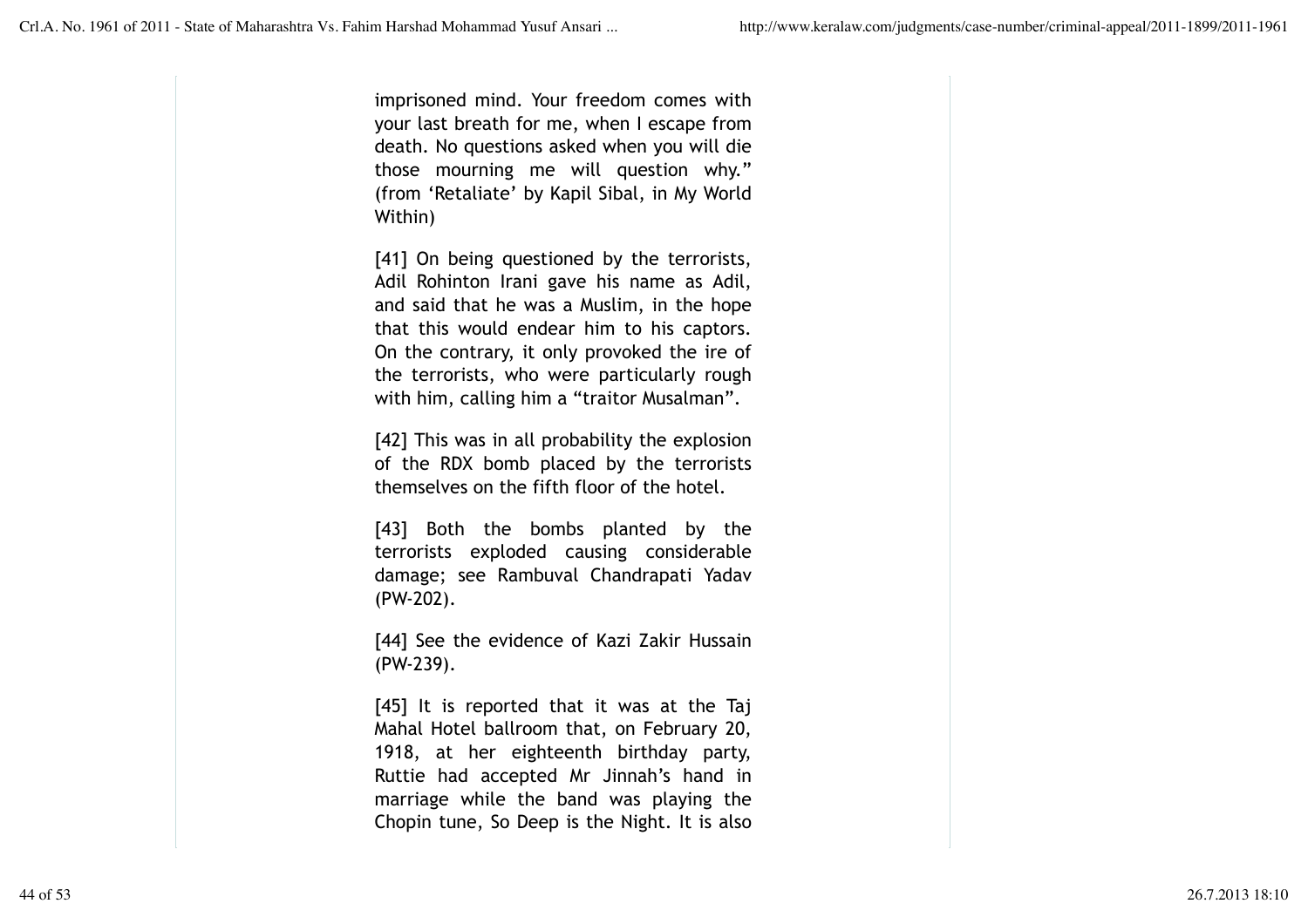imprisoned mind. Your freedom comes with your last breath for me, when I escape from death. No questions asked when you will die those mourning me will question why." (from 'Retaliate' by Kapil Sibal, in My World Within)

[41] On being questioned by the terrorists, Adil Rohinton Irani gave his name as Adil, and said that he was a Muslim, in the hope that this would endear him to his captors. On the contrary, it only provoked the ire of the terrorists, who were particularly rough with him, calling him a "traitor Musalman".

[42] This was in all probability the explosion of the RDX bomb placed by the terrorists themselves on the fifth floor of the hotel.

[43] Both the bombs planted by the terrorists exploded causing considerable damage; see Rambuval Chandrapati Yadav (PW-202).

[44] See the evidence of Kazi Zakir Hussain (PW-239).

[45] It is reported that it was at the Taj Mahal Hotel ballroom that, on February 20, 1918, at her eighteenth birthday party, Ruttie had accepted Mr Jinnah's hand in marriage while the band was playing the Chopin tune, So Deep is the Night. It is also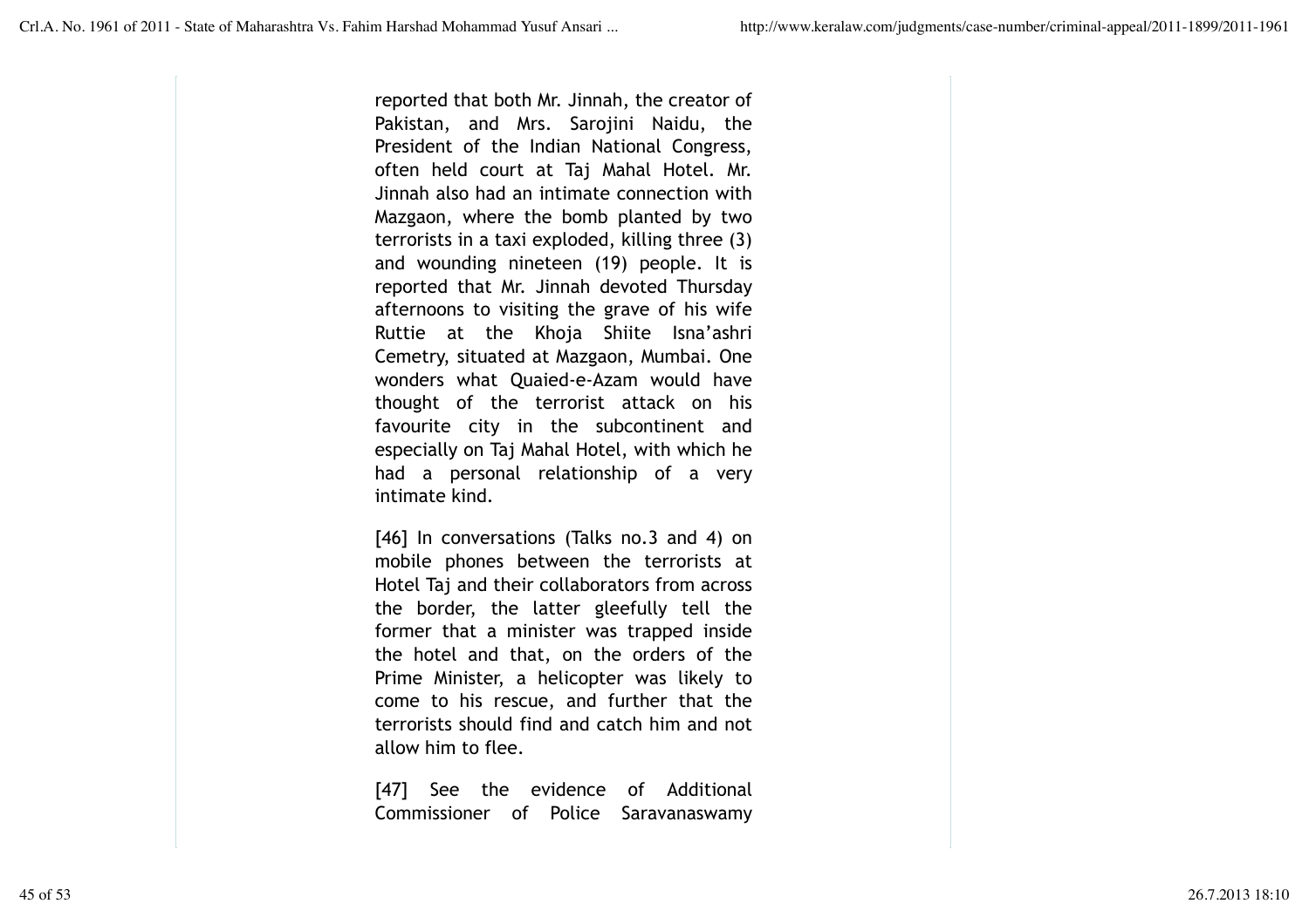reported that both Mr. Jinnah, the creator of Pakistan, and Mrs. Sarojini Naidu, the President of the Indian National Congress, often held court at Taj Mahal Hotel. Mr. Jinnah also had an intimate connection with Mazgaon, where the bomb planted by two terrorists in a taxi exploded, killing three (3) and wounding nineteen (19) people. It is reported that Mr. Jinnah devoted Thursday afternoons to visiting the grave of his wife Ruttie at the Khoja Shiite Isna'ashri Cemetry, situated at Mazgaon, Mumbai. One wonders what Quaied-e-Azam would have thought of the terrorist attack on his favourite city in the subcontinent and especially on Taj Mahal Hotel, with which he had a personal relationship of a very intimate kind.

[46] In conversations (Talks no.3 and 4) on mobile phones between the terrorists at Hotel Taj and their collaborators from across the border, the latter gleefully tell the former that a minister was trapped inside the hotel and that, on the orders of the Prime Minister, a helicopter was likely to come to his rescue, and further that the terrorists should find and catch him and not allow him to flee.

[47] See the evidence of Additional Commissioner of Police Saravanaswamy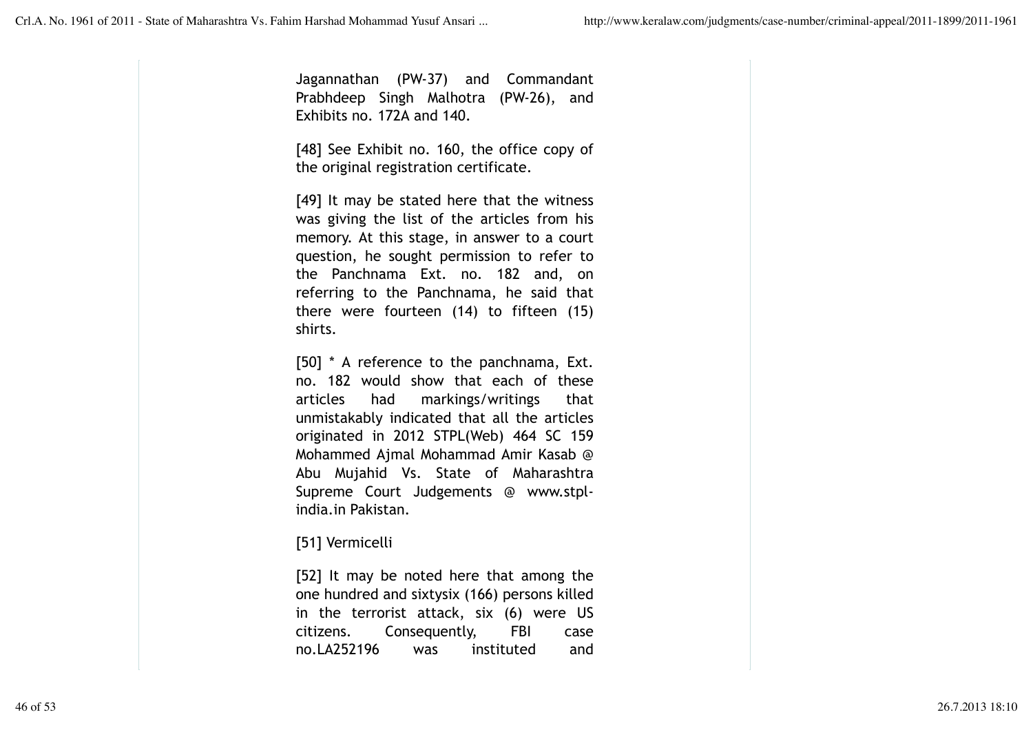Jagannathan (PW-37) and Commandant Prabhdeep Singh Malhotra (PW-26), and Exhibits no. 172A and 140.

[48] See Exhibit no. 160, the office copy of the original registration certificate.

[49] It may be stated here that the witness was giving the list of the articles from his memory. At this stage, in answer to a court question, he sought permission to refer to the Panchnama Ext. no. 182 and, on referring to the Panchnama, he said that there were fourteen (14) to fifteen (15) shirts.

[50] * A reference to the panchnama, Ext. no. 182 would show that each of these articles had markings/writings that unmistakably indicated that all the articles originated in 2012 STPL(Web) 464 SC 159 Mohammed Ajmal Mohammad Amir Kasab @ Abu Mujahid Vs. State of Maharashtra Supreme Court Judgements @ www.stpl-india.in Pakistan.

[51] Vermicelli

[52] It may be noted here that among the one hundred and sixtysix (166) persons killed in the terrorist attack, six (6) were US citizens. Consequently, FBI case no.LA252196 was instituted and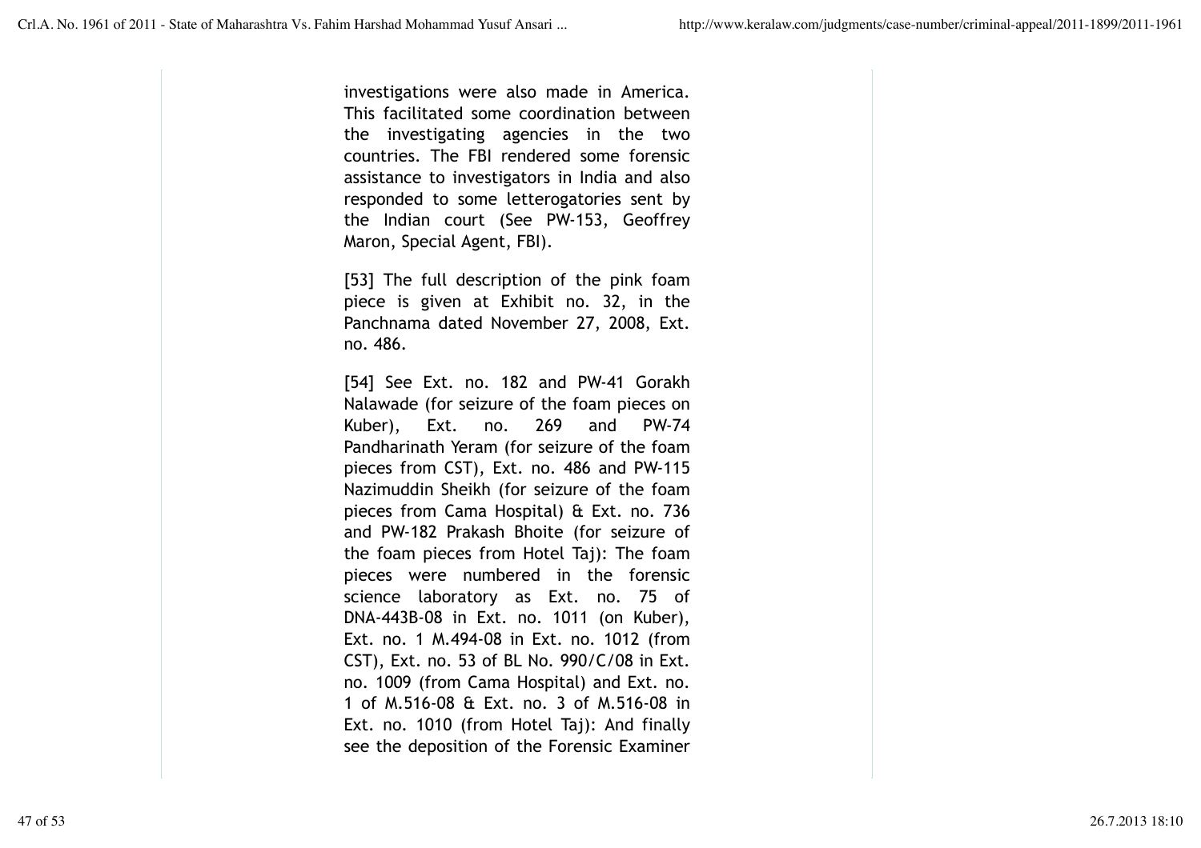investigations were also made in America. This facilitated some coordination between the investigating agencies in the two countries. The FBI rendered some forensic assistance to investigators in India and also responded to some letterogatories sent by the Indian court (See PW-153, Geoffrey Maron, Special Agent, FBI).

[53] The full description of the pink foam piece is given at Exhibit no. 32, in the Panchnama dated November 27, 2008, Ext. no. 486.

[54] See Ext. no. 182 and PW-41 Gorakh Nalawade (for seizure of the foam pieces on Kuber), Ext. no. 269 and PW-74 Pandharinath Yeram (for seizure of the foam pieces from CST), Ext. no. 486 and PW-115 Nazimuddin Sheikh (for seizure of the foam pieces from Cama Hospital) & Ext. no. 736 and PW-182 Prakash Bhoite (for seizure of the foam pieces from Hotel Taj): The foam pieces were numbered in the forensic science laboratory as Ext. no. 75 of DNA-443B-08 in Ext. no. 1011 (on Kuber), Ext. no. 1 M.494-08 in Ext. no. 1012 (from CST), Ext. no. 53 of BL No. 990/C/08 in Ext. no. 1009 (from Cama Hospital) and Ext. no. 1 of M.516-08 & Ext. no. 3 of M.516-08 in Ext. no. 1010 (from Hotel Taj): And finally see the deposition of the Forensic Examiner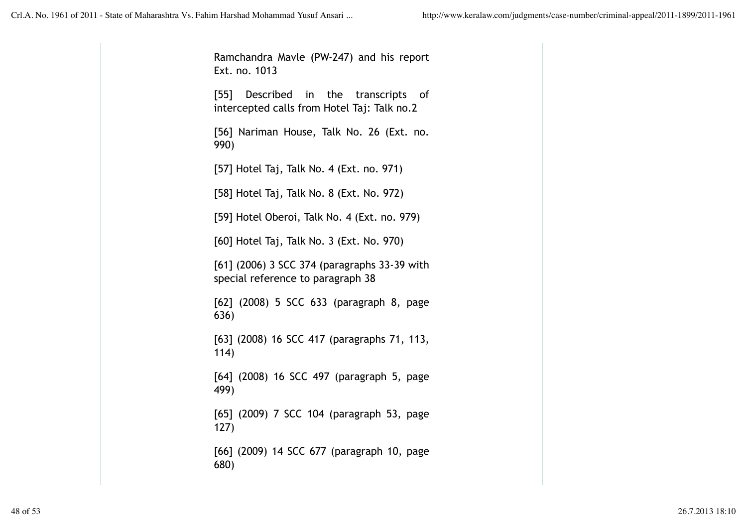Ramchandra Mavle (PW-247) and his report Ext. no. 1013

[55] Described in the transcripts of intercepted calls from Hotel Taj: Talk no.2

[56] Nariman House, Talk No. 26 (Ext. no. 990)

[57] Hotel Taj, Talk No. 4 (Ext. no. 971)

[58] Hotel Taj, Talk No. 8 (Ext. No. 972)

[59] Hotel Oberoi, Talk No. 4 (Ext. no. 979)

[60] Hotel Taj, Talk No. 3 (Ext. No. 970)

[61] (2006) 3 SCC 374 (paragraphs 33-39 with special reference to paragraph 38

[62] (2008) 5 SCC 633 (paragraph 8, page 636)

[63] (2008) 16 SCC 417 (paragraphs 71, 113, 114)

[64] (2008) 16 SCC 497 (paragraph 5, page 499)

[65] (2009) 7 SCC 104 (paragraph 53, page 127)

[66] (2009) 14 SCC 677 (paragraph 10, page 680)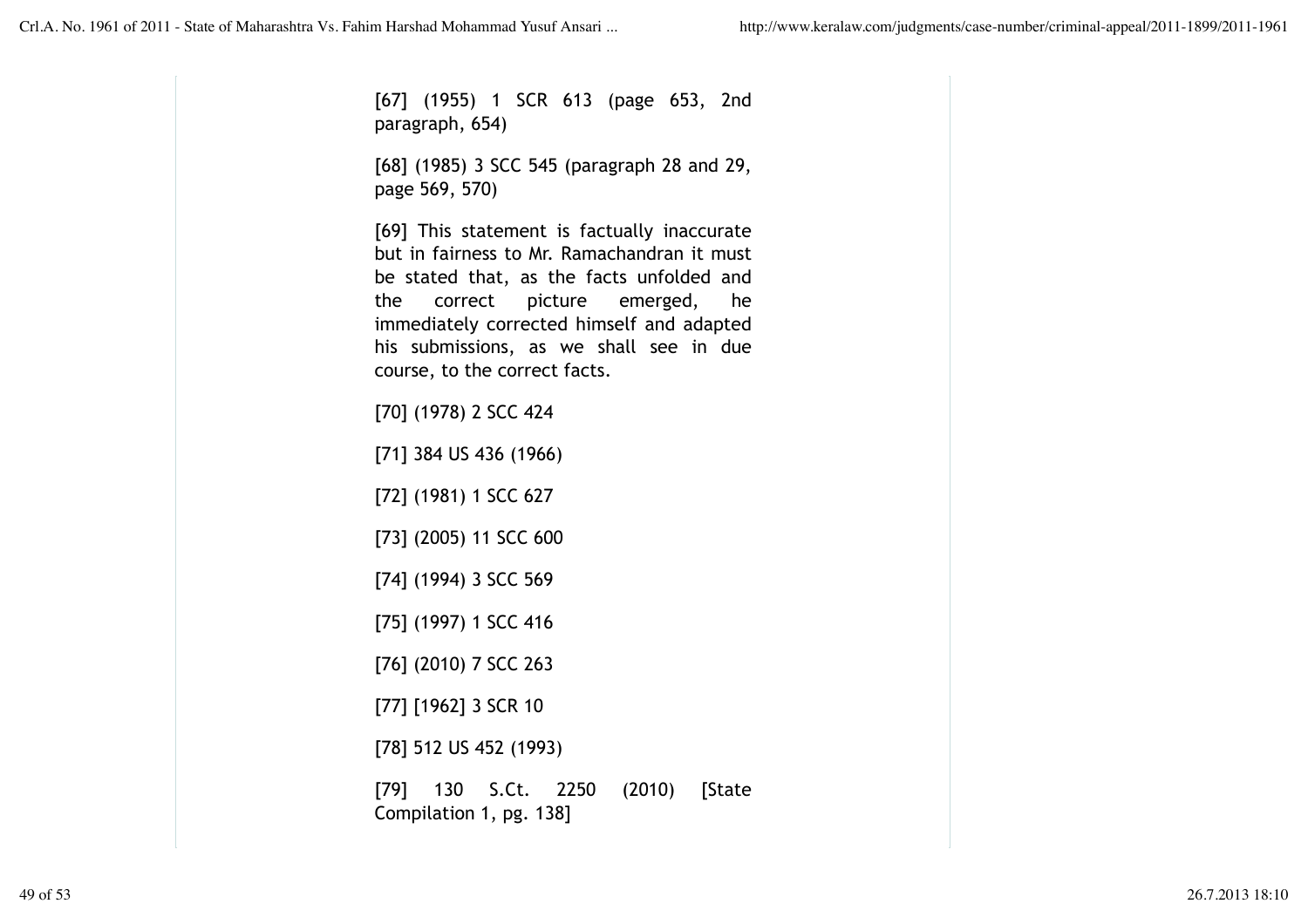[67] (1955) 1 SCR 613 (page 653, 2nd paragraph, 654)

[68] (1985) 3 SCC 545 (paragraph 28 and 29, page 569, 570)

[69] This statement is factually inaccurate but in fairness to Mr. Ramachandran it must be stated that, as the facts unfolded and the correct picture emerged, he immediately corrected himself and adapted his submissions, as we shall see in due course, to the correct facts.

[70] (1978) 2 SCC 424

[71] 384 US 436 (1966)

[72] (1981) 1 SCC 627

[73] (2005) 11 SCC 600

[74] (1994) 3 SCC 569

[75] (1997) 1 SCC 416

[76] (2010) 7 SCC 263

[77] [1962] 3 SCR 10

[78] 512 US 452 (1993)

[79] 130 S.Ct. 2250 (2010) [State Compilation 1, pg. 138]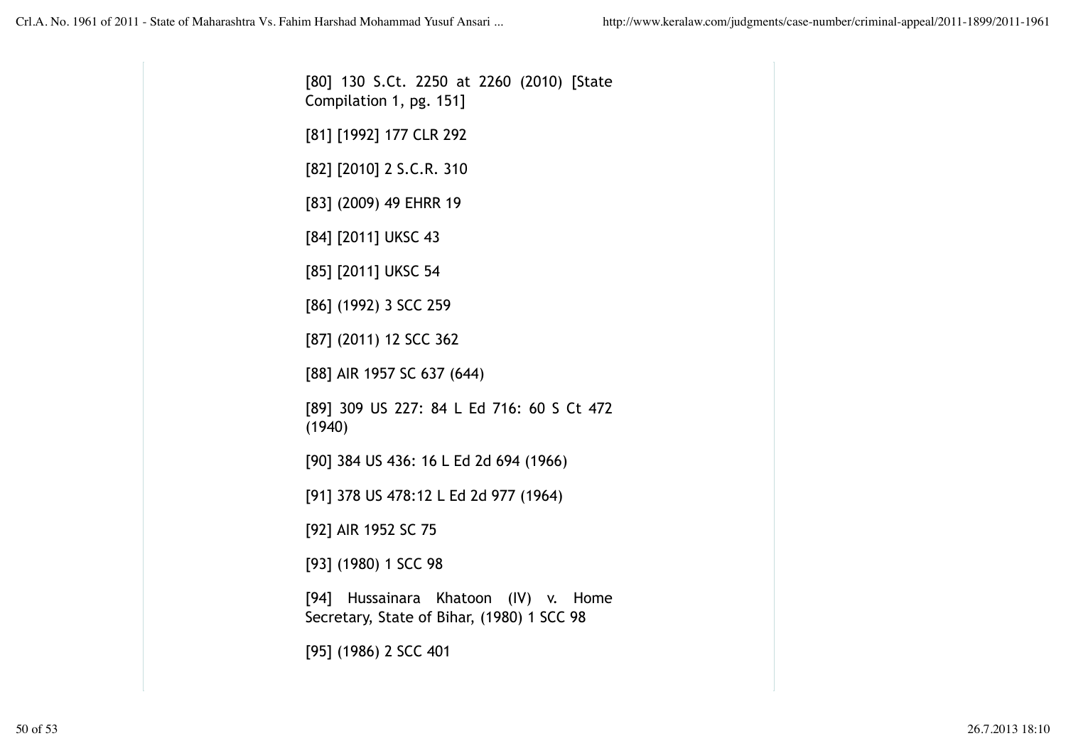[80] 130 S.Ct. 2250 at 2260 (2010) [State Compilation 1, pg. 151]

[81] [1992] 177 CLR 292

[82] [2010] 2 S.C.R. 310

[83] (2009) 49 EHRR 19

[84] [2011] UKSC 43

[85] [2011] UKSC 54

[86] (1992) 3 SCC 259

[87] (2011) 12 SCC 362

[88] AIR 1957 SC 637 (644)

[89] 309 US 227: 84 L Ed 716: 60 S Ct 472 (1940)

[90] 384 US 436: 16 L Ed 2d 694 (1966)

[91] 378 US 478:12 L Ed 2d 977 (1964)

[92] AIR 1952 SC 75

[93] (1980) 1 SCC 98

[94] Hussainara Khatoon (IV) v. Home Secretary, State of Bihar, (1980) 1 SCC 98

[95] (1986) 2 SCC 401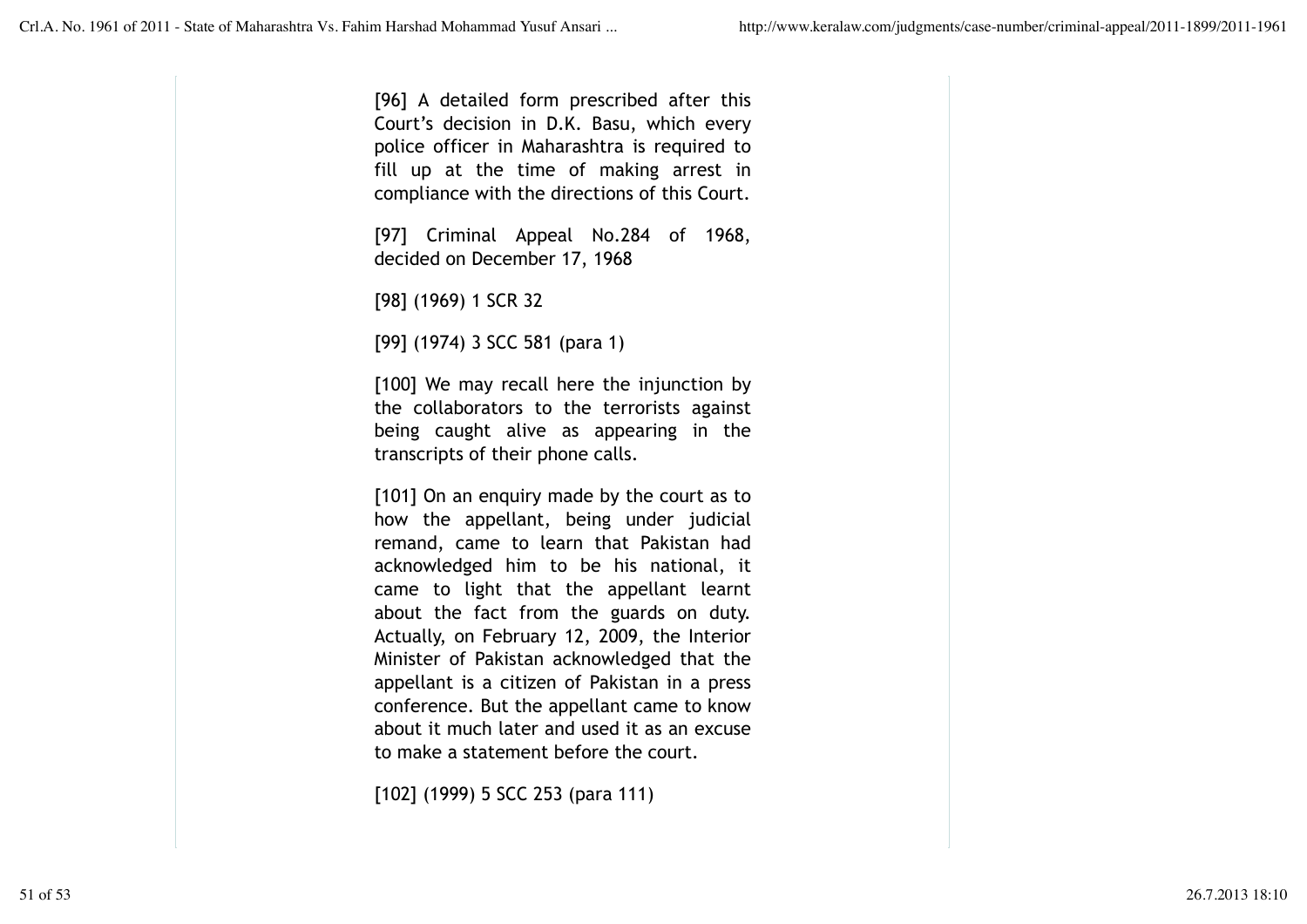[96] A detailed form prescribed after this Court's decision in D.K. Basu, which every police officer in Maharashtra is required to fill up at the time of making arrest in compliance with the directions of this Court.

[97] Criminal Appeal No.284 of 1968, decided on December 17, 1968

[98] (1969) 1 SCR 32

[99] (1974) 3 SCC 581 (para 1)

[100] We may recall here the injunction by the collaborators to the terrorists against being caught alive as appearing in the transcripts of their phone calls.

[101] On an enquiry made by the court as to how the appellant, being under judicial remand, came to learn that Pakistan had acknowledged him to be his national, it came to light that the appellant learnt about the fact from the guards on duty. Actually, on February 12, 2009, the Interior Minister of Pakistan acknowledged that the appellant is a citizen of Pakistan in a press conference. But the appellant came to know about it much later and used it as an excuse to make a statement before the court.

[102] (1999) 5 SCC 253 (para 111)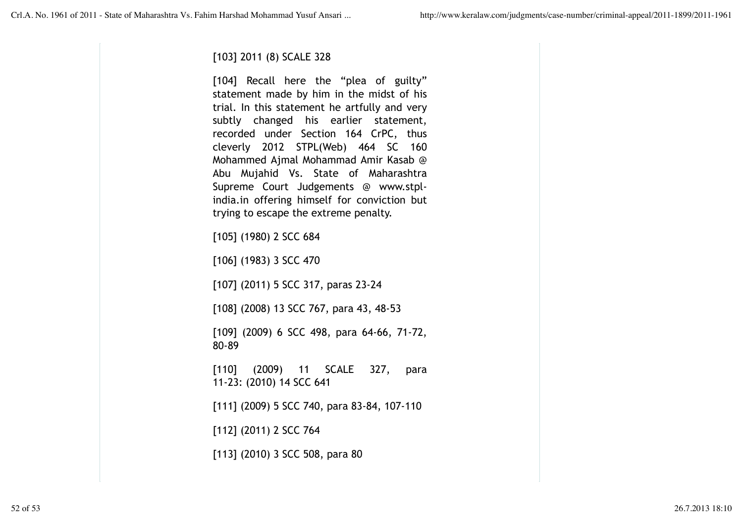[103] 2011 (8) SCALE 328

[104] Recall here the "plea of guilty" statement made by him in the midst of his trial. In this statement he artfully and very subtly changed his earlier statement, recorded under Section 164 CrPC, thus cleverly 2012 STPL(Web) 464 SC 160 Mohammed Ajmal Mohammad Amir Kasab @ Abu Mujahid Vs. State of Maharashtra Supreme Court Judgements @ www.stpl-india.in offering himself for conviction but trying to escape the extreme penalty.

[105] (1980) 2 SCC 684

[106] (1983) 3 SCC 470

[107] (2011) 5 SCC 317, paras 23-24

[108] (2008) 13 SCC 767, para 43, 48-53

[109] (2009) 6 SCC 498, para 64-66, 71-72, 80-89

[110] (2009) 11 SCALE 327, para 11-23: (2010) 14 SCC 641

[111] (2009) 5 SCC 740, para 83-84, 107-110

[112] (2011) 2 SCC 764

[113] (2010) 3 SCC 508, para 80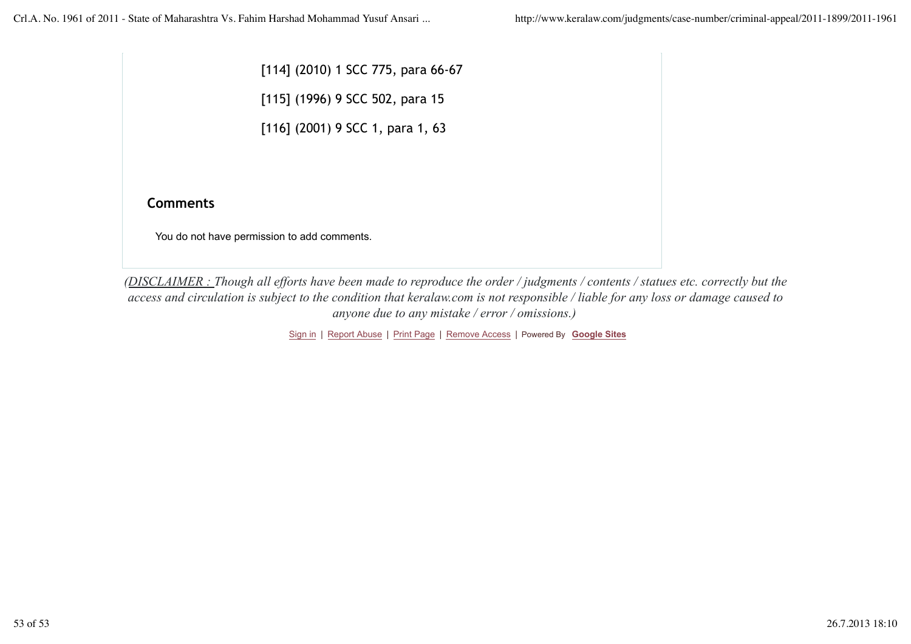[114] (2010) 1 SCC 775, para 66-67

[115] (1996) 9 SCC 502, para 15

[116] (2001) 9 SCC 1, para 1, 63

## Comments

You do not have permission to add comments.

*(DISCLAIMER : Though all efforts have been made to reproduce the order / judgments / contents / statues etc. correctly but the access and circulation is subject to the condition that keralaw.com is not responsible / liable for any loss or damage caused to anyone due to any mistake / error / omissions.)*

Sign in | Report Abuse | Print Page | Remove Access | Powered By **Google Sites**